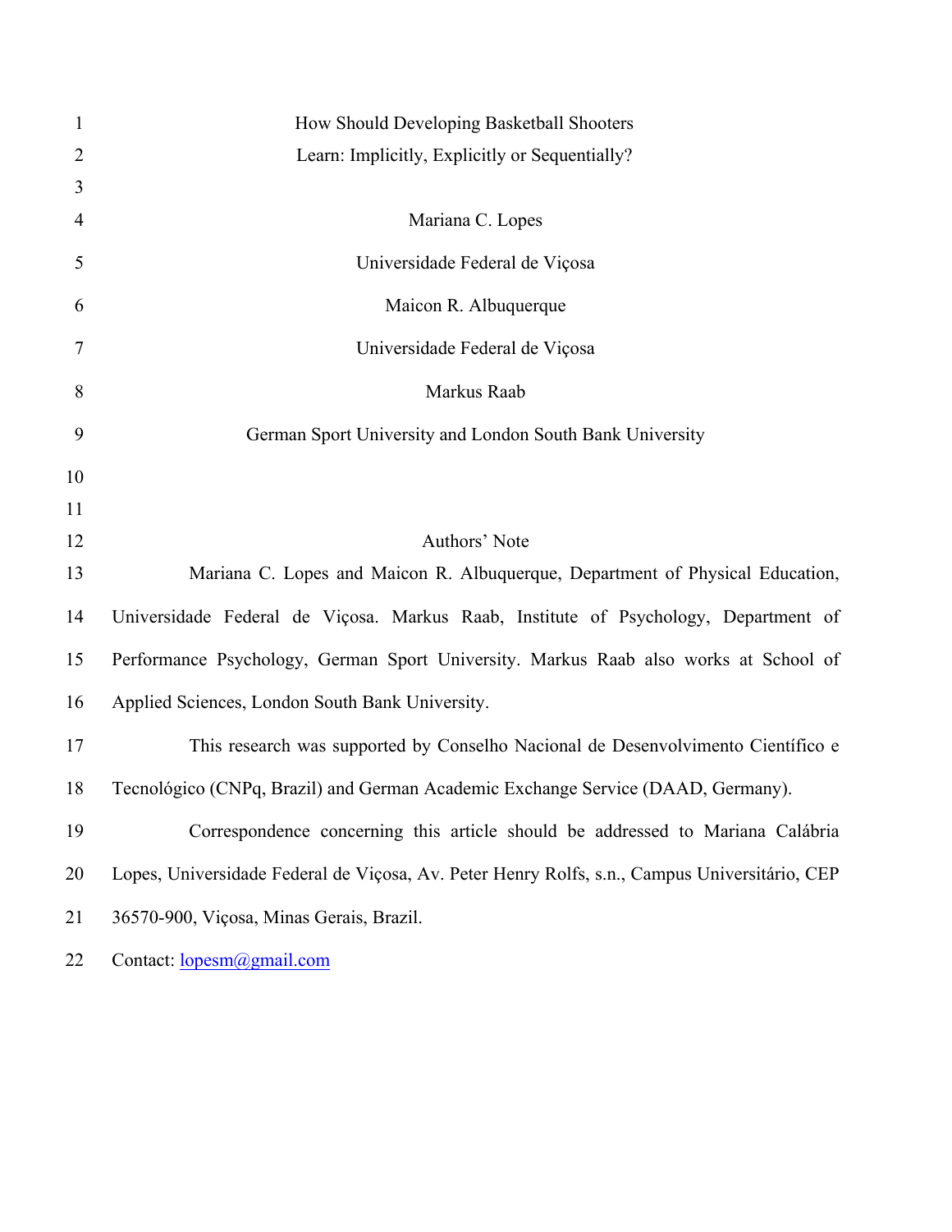# How Should Developing Basketball Shooters Learn: Implicitly, Explicitly or Sequentially?

Mariana C. Lopes

Universidade Federal de Viçosa

Maicon R. Albuquerque

Universidade Federal de Viçosa

Markus Raab

German Sport University and London South Bank University

## Authors' Note

Mariana C. Lopes and Maicon R. Albuquerque, Department of Physical Education, Universidade Federal de Viçosa. Markus Raab, Institute of Psychology, Department of Performance Psychology, German Sport University. Markus Raab also works at School of Applied Sciences, London South Bank University.

This research was supported by Conselho Nacional de Desenvolvimento Científico e Tecnológico (CNPq, Brazil) and German Academic Exchange Service (DAAD, Germany).

Correspondence concerning this article should be addressed to Mariana Calábria Lopes, Universidade Federal de Viçosa, Av. Peter Henry Rolfs, s.n., Campus Universitário, CEP 36570-900, Viçosa, Minas Gerais, Brazil.

Contact: lopesm@gmail.com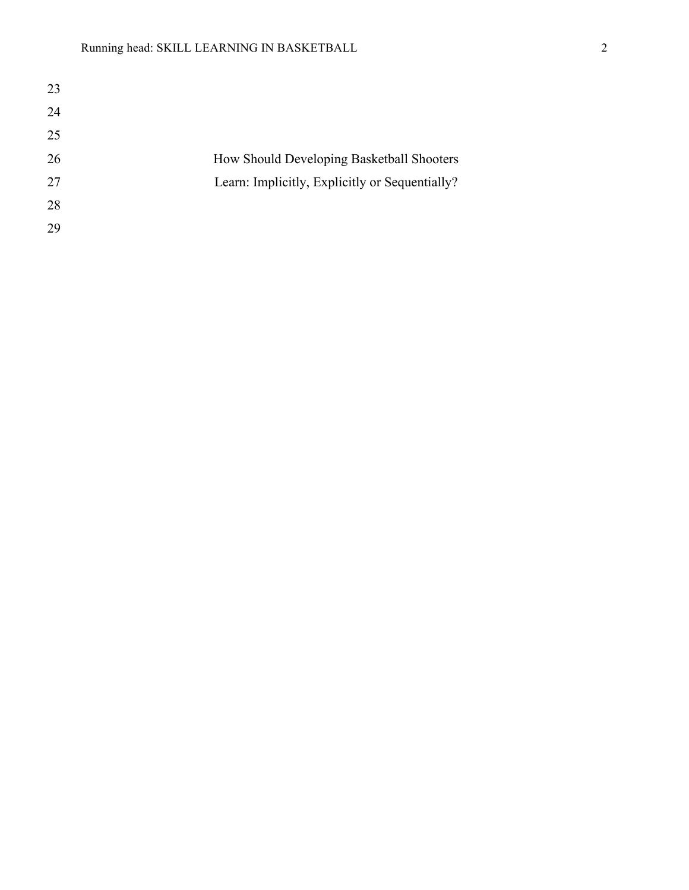# How Should Developing Basketball Shooters Learn: Implicitly, Explicitly or Sequentially?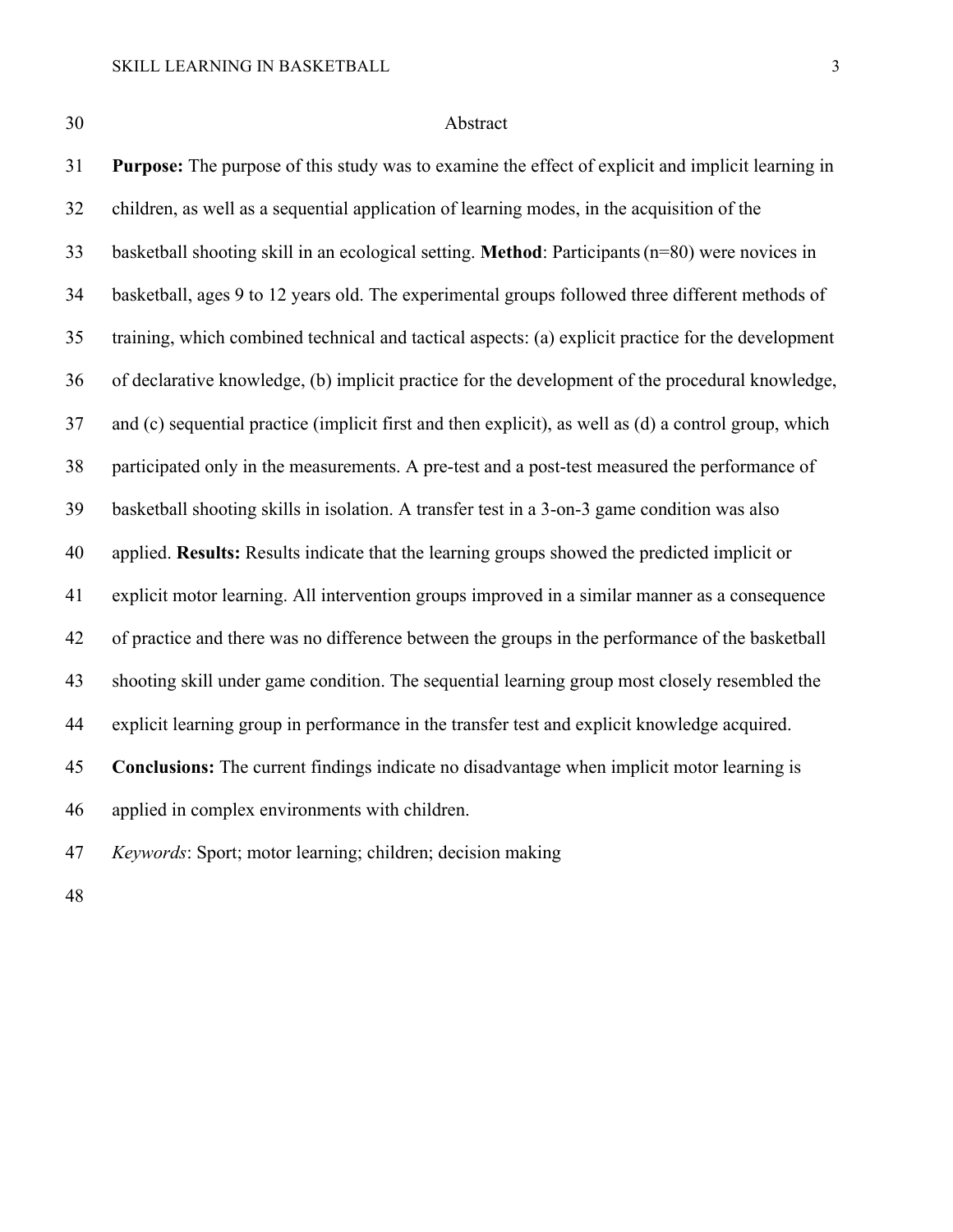## Abstract

**Purpose:** The purpose of this study was to examine the effect of explicit and implicit learning in children, as well as a sequential application of learning modes, in the acquisition of the basketball shooting skill in an ecological setting. **Method**: Participants (n=80) were novices in basketball, ages 9 to 12 years old. The experimental groups followed three different methods of training, which combined technical and tactical aspects: (a) explicit practice for the development of declarative knowledge, (b) implicit practice for the development of the procedural knowledge, and (c) sequential practice (implicit first and then explicit), as well as (d) a control group, which participated only in the measurements. A pre-test and a post-test measured the performance of basketball shooting skills in isolation. A transfer test in a 3-on-3 game condition was also applied. **Results:** Results indicate that the learning groups showed the predicted implicit or explicit motor learning. All intervention groups improved in a similar manner as a consequence of practice and there was no difference between the groups in the performance of the basketball shooting skill under game condition. The sequential learning group most closely resembled the explicit learning group in performance in the transfer test and explicit knowledge acquired. **Conclusions:** The current findings indicate no disadvantage when implicit motor learning is applied in complex environments with children.

*Keywords*: Sport; motor learning; children; decision making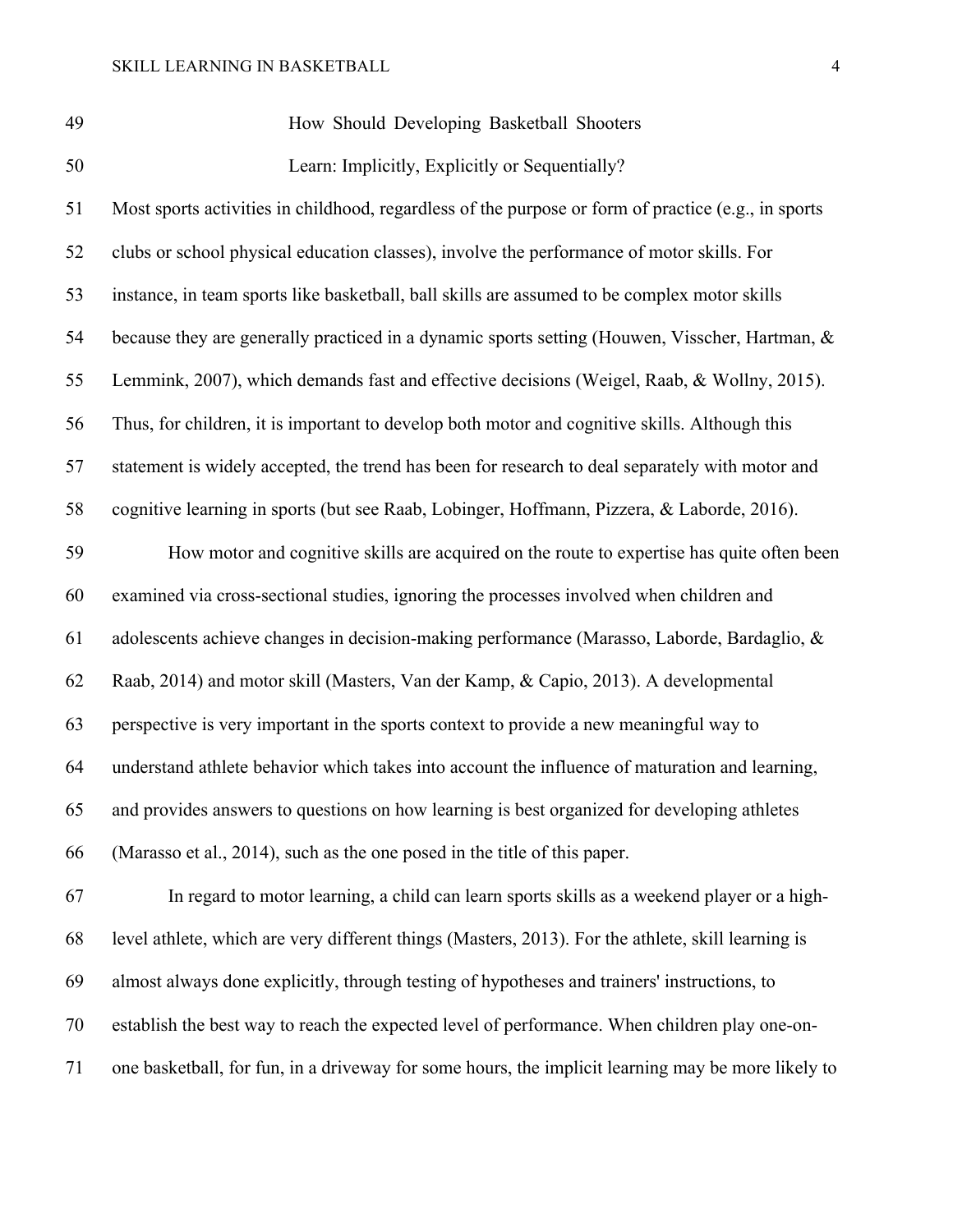# How Should Developing Basketball Shooters Learn: Implicitly, Explicitly or Sequentially?

Most sports activities in childhood, regardless of the purpose or form of practice (e.g., in sports clubs or school physical education classes), involve the performance of motor skills. For instance, in team sports like basketball, ball skills are assumed to be complex motor skills because they are generally practiced in a dynamic sports setting (Houwen, Visscher, Hartman, & Lemmink, 2007), which demands fast and effective decisions (Weigel, Raab, & Wollny, 2015). Thus, for children, it is important to develop both motor and cognitive skills. Although this statement is widely accepted, the trend has been for research to deal separately with motor and cognitive learning in sports (but see Raab, Lobinger, Hoffmann, Pizzera, & Laborde, 2016).

How motor and cognitive skills are acquired on the route to expertise has quite often been examined via cross-sectional studies, ignoring the processes involved when children and adolescents achieve changes in decision-making performance (Marasso, Laborde, Bardaglio, & Raab, 2014) and motor skill (Masters, Van der Kamp, & Capio, 2013). A developmental perspective is very important in the sports context to provide a new meaningful way to understand athlete behavior which takes into account the influence of maturation and learning, and provides answers to questions on how learning is best organized for developing athletes (Marasso et al., 2014), such as the one posed in the title of this paper.

In regard to motor learning, a child can learn sports skills as a weekend player or a high-level athlete, which are very different things (Masters, 2013). For the athlete, skill learning is almost always done explicitly, through testing of hypotheses and trainers' instructions, to establish the best way to reach the expected level of performance. When children play one-on-one basketball, for fun, in a driveway for some hours, the implicit learning may be more likely to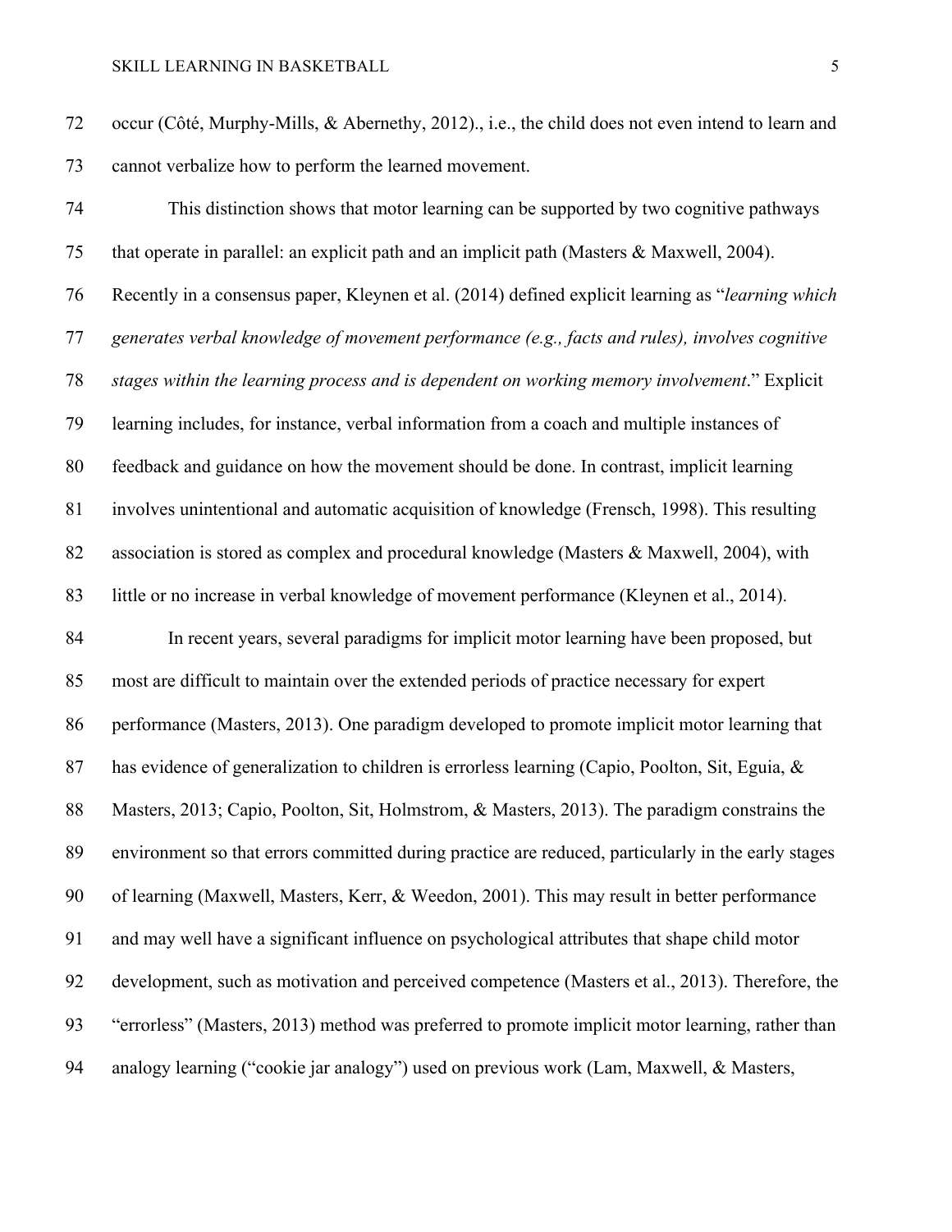occur (Côté, Murphy-Mills, & Abernethy, 2012)., i.e., the child does not even intend to learn and cannot verbalize how to perform the learned movement.

This distinction shows that motor learning can be supported by two cognitive pathways that operate in parallel: an explicit path and an implicit path (Masters & Maxwell, 2004). Recently in a consensus paper, Kleynen et al. (2014) defined explicit learning as "*learning which generates verbal knowledge of movement performance (e.g., facts and rules), involves cognitive stages within the learning process and is dependent on working memory involvement*." Explicit learning includes, for instance, verbal information from a coach and multiple instances of feedback and guidance on how the movement should be done. In contrast, implicit learning involves unintentional and automatic acquisition of knowledge (Frensch, 1998). This resulting association is stored as complex and procedural knowledge (Masters & Maxwell, 2004), with little or no increase in verbal knowledge of movement performance (Kleynen et al., 2014).

In recent years, several paradigms for implicit motor learning have been proposed, but most are difficult to maintain over the extended periods of practice necessary for expert performance (Masters, 2013). One paradigm developed to promote implicit motor learning that has evidence of generalization to children is errorless learning (Capio, Poolton, Sit, Eguia, & Masters, 2013; Capio, Poolton, Sit, Holmstrom, & Masters, 2013). The paradigm constrains the environment so that errors committed during practice are reduced, particularly in the early stages of learning (Maxwell, Masters, Kerr, & Weedon, 2001). This may result in better performance and may well have a significant influence on psychological attributes that shape child motor development, such as motivation and perceived competence (Masters et al., 2013). Therefore, the "errorless" (Masters, 2013) method was preferred to promote implicit motor learning, rather than analogy learning ("cookie jar analogy") used on previous work (Lam, Maxwell, & Masters,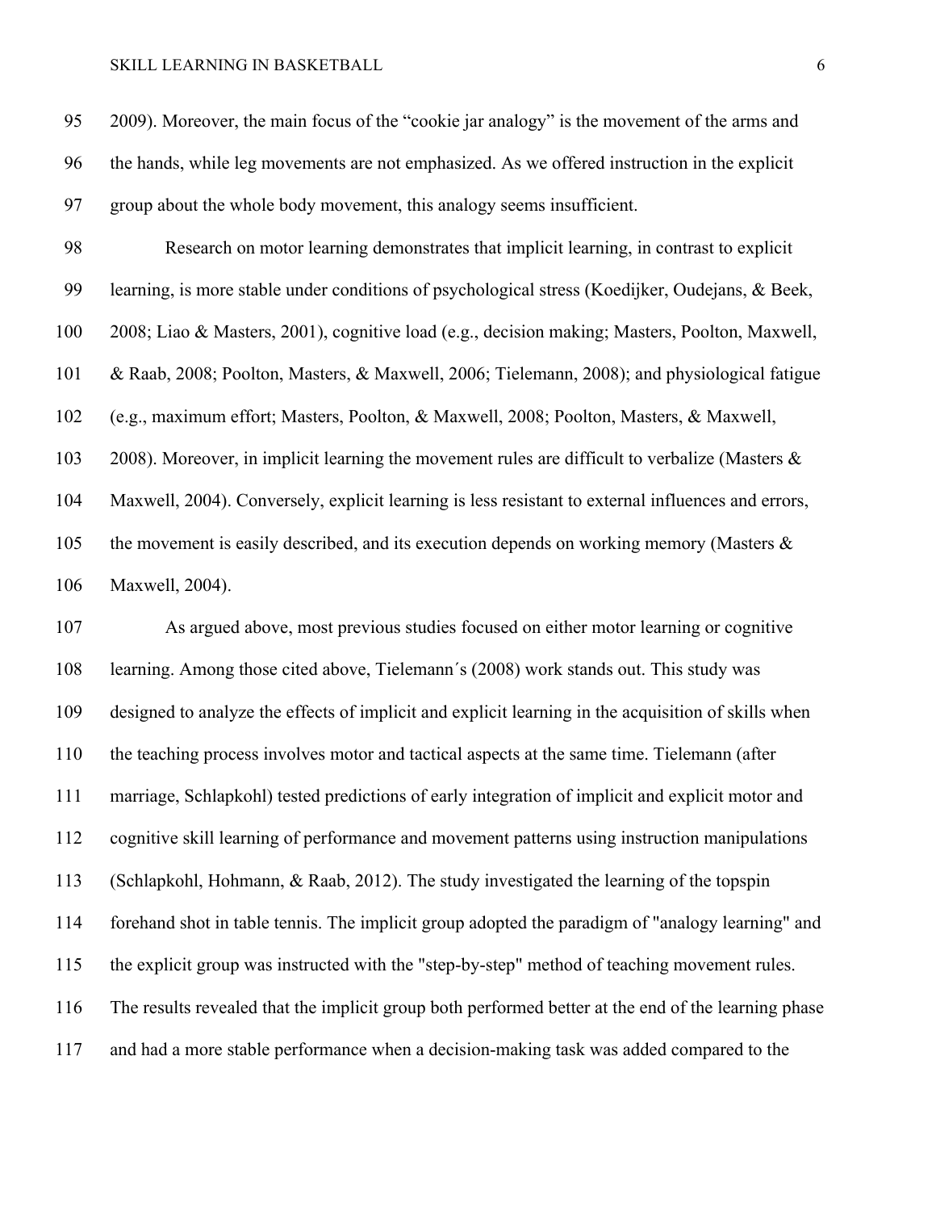2009). Moreover, the main focus of the "cookie jar analogy" is the movement of the arms and the hands, while leg movements are not emphasized. As we offered instruction in the explicit group about the whole body movement, this analogy seems insufficient.

Research on motor learning demonstrates that implicit learning, in contrast to explicit learning, is more stable under conditions of psychological stress (Koedijker, Oudejans, & Beek, 2008; Liao & Masters, 2001), cognitive load (e.g., decision making; Masters, Poolton, Maxwell, & Raab, 2008; Poolton, Masters, & Maxwell, 2006; Tielemann, 2008); and physiological fatigue (e.g., maximum effort; Masters, Poolton, & Maxwell, 2008; Poolton, Masters, & Maxwell, 2008). Moreover, in implicit learning the movement rules are difficult to verbalize (Masters & Maxwell, 2004). Conversely, explicit learning is less resistant to external influences and errors, the movement is easily described, and its execution depends on working memory (Masters & Maxwell, 2004).

As argued above, most previous studies focused on either motor learning or cognitive learning. Among those cited above, Tielemann´s (2008) work stands out. This study was designed to analyze the effects of implicit and explicit learning in the acquisition of skills when the teaching process involves motor and tactical aspects at the same time. Tielemann (after marriage, Schlapkohl) tested predictions of early integration of implicit and explicit motor and cognitive skill learning of performance and movement patterns using instruction manipulations (Schlapkohl, Hohmann, & Raab, 2012). The study investigated the learning of the topspin forehand shot in table tennis. The implicit group adopted the paradigm of "analogy learning" and the explicit group was instructed with the "step-by-step" method of teaching movement rules. The results revealed that the implicit group both performed better at the end of the learning phase and had a more stable performance when a decision-making task was added compared to the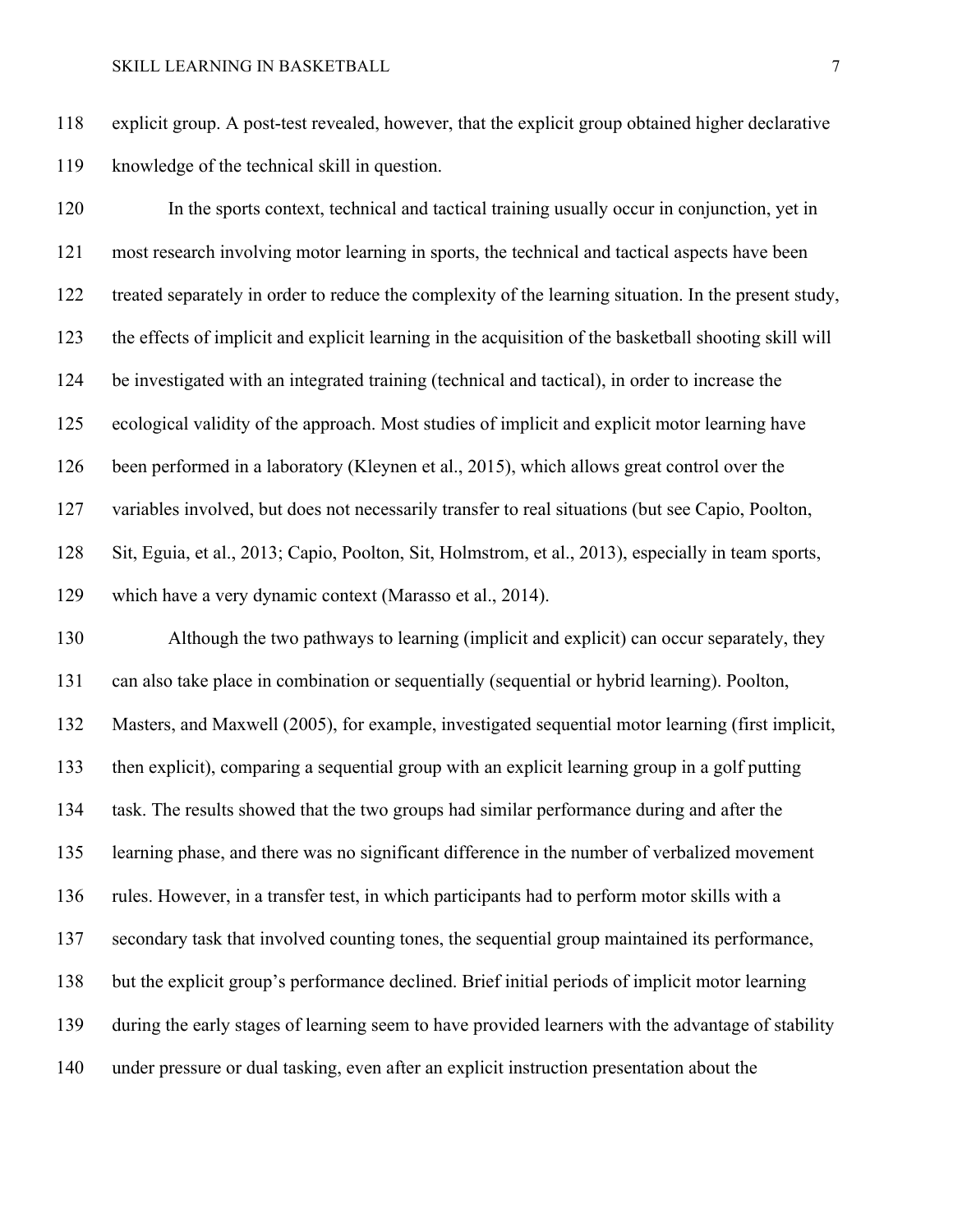explicit group. A post-test revealed, however, that the explicit group obtained higher declarative knowledge of the technical skill in question.

In the sports context, technical and tactical training usually occur in conjunction, yet in most research involving motor learning in sports, the technical and tactical aspects have been treated separately in order to reduce the complexity of the learning situation. In the present study, the effects of implicit and explicit learning in the acquisition of the basketball shooting skill will be investigated with an integrated training (technical and tactical), in order to increase the ecological validity of the approach. Most studies of implicit and explicit motor learning have been performed in a laboratory (Kleynen et al., 2015), which allows great control over the variables involved, but does not necessarily transfer to real situations (but see Capio, Poolton, Sit, Eguia, et al., 2013; Capio, Poolton, Sit, Holmstrom, et al., 2013), especially in team sports, which have a very dynamic context (Marasso et al., 2014).

Although the two pathways to learning (implicit and explicit) can occur separately, they can also take place in combination or sequentially (sequential or hybrid learning). Poolton, Masters, and Maxwell (2005), for example, investigated sequential motor learning (first implicit, then explicit), comparing a sequential group with an explicit learning group in a golf putting task. The results showed that the two groups had similar performance during and after the learning phase, and there was no significant difference in the number of verbalized movement rules. However, in a transfer test, in which participants had to perform motor skills with a secondary task that involved counting tones, the sequential group maintained its performance, but the explicit group's performance declined. Brief initial periods of implicit motor learning during the early stages of learning seem to have provided learners with the advantage of stability under pressure or dual tasking, even after an explicit instruction presentation about the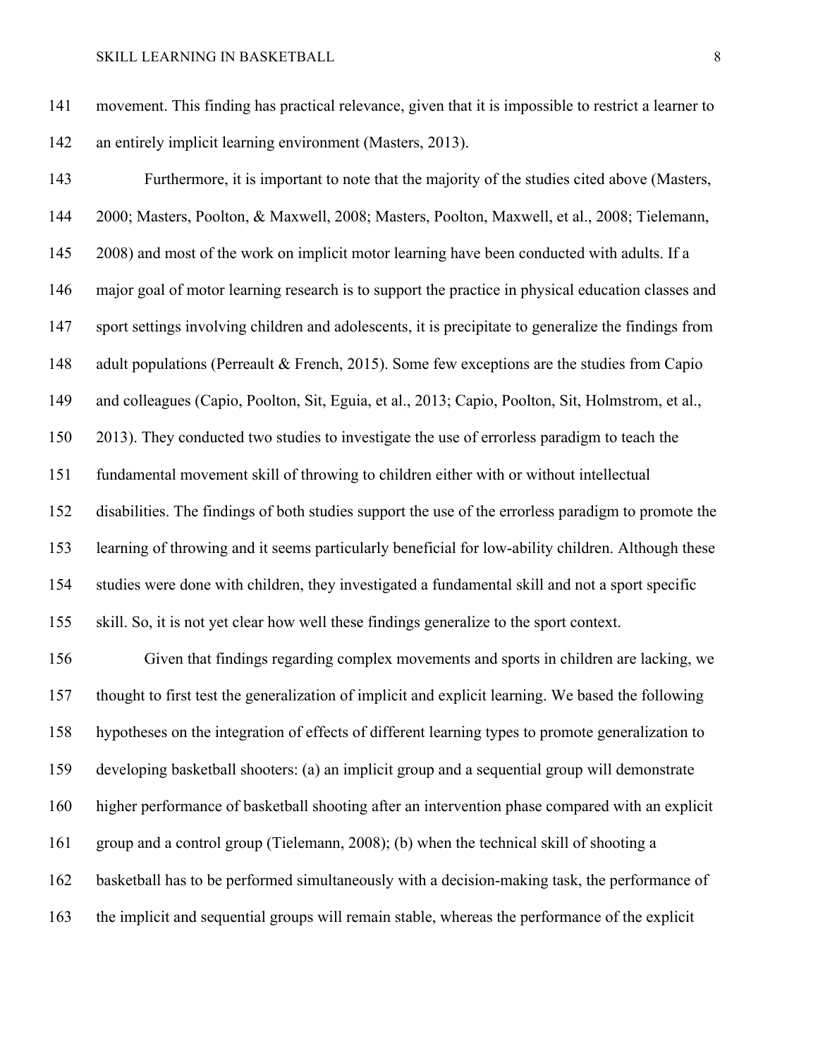movement. This finding has practical relevance, given that it is impossible to restrict a learner to an entirely implicit learning environment (Masters, 2013).

Furthermore, it is important to note that the majority of the studies cited above (Masters, 2000; Masters, Poolton, & Maxwell, 2008; Masters, Poolton, Maxwell, et al., 2008; Tielemann, 2008) and most of the work on implicit motor learning have been conducted with adults. If a major goal of motor learning research is to support the practice in physical education classes and sport settings involving children and adolescents, it is precipitate to generalize the findings from adult populations (Perreault & French, 2015). Some few exceptions are the studies from Capio and colleagues (Capio, Poolton, Sit, Eguia, et al., 2013; Capio, Poolton, Sit, Holmstrom, et al., 2013). They conducted two studies to investigate the use of errorless paradigm to teach the fundamental movement skill of throwing to children either with or without intellectual disabilities. The findings of both studies support the use of the errorless paradigm to promote the learning of throwing and it seems particularly beneficial for low-ability children. Although these studies were done with children, they investigated a fundamental skill and not a sport specific skill. So, it is not yet clear how well these findings generalize to the sport context.

Given that findings regarding complex movements and sports in children are lacking, we thought to first test the generalization of implicit and explicit learning. We based the following hypotheses on the integration of effects of different learning types to promote generalization to developing basketball shooters: (a) an implicit group and a sequential group will demonstrate higher performance of basketball shooting after an intervention phase compared with an explicit group and a control group (Tielemann, 2008); (b) when the technical skill of shooting a basketball has to be performed simultaneously with a decision-making task, the performance of the implicit and sequential groups will remain stable, whereas the performance of the explicit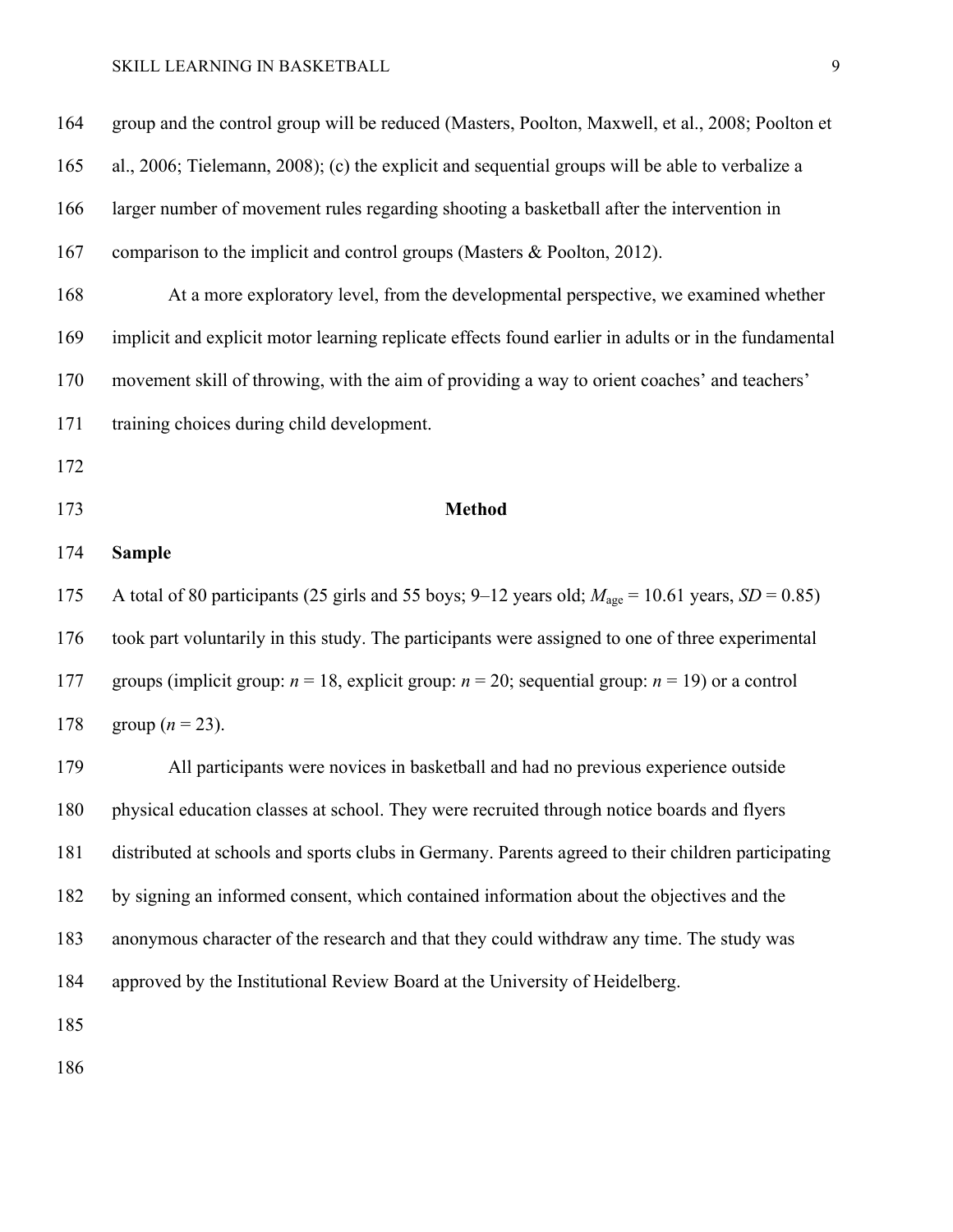group and the control group will be reduced (Masters, Poolton, Maxwell, et al., 2008; Poolton et al., 2006; Tielemann, 2008); (c) the explicit and sequential groups will be able to verbalize a larger number of movement rules regarding shooting a basketball after the intervention in comparison to the implicit and control groups (Masters & Poolton, 2012).

At a more exploratory level, from the developmental perspective, we examined whether implicit and explicit motor learning replicate effects found earlier in adults or in the fundamental movement skill of throwing, with the aim of providing a way to orient coaches' and teachers' training choices during child development.

## Method

### Sample

A total of 80 participants (25 girls and 55 boys; 9–12 years old; $M_{age}$ = 10.61 years, $SD$ = 0.85) took part voluntarily in this study. The participants were assigned to one of three experimental groups (implicit group: $n$ = 18, explicit group: $n$ = 20; sequential group: $n$ = 19) or a control group ($n$ = 23).

All participants were novices in basketball and had no previous experience outside physical education classes at school. They were recruited through notice boards and flyers distributed at schools and sports clubs in Germany. Parents agreed to their children participating by signing an informed consent, which contained information about the objectives and the anonymous character of the research and that they could withdraw any time. The study was approved by the Institutional Review Board at the University of Heidelberg.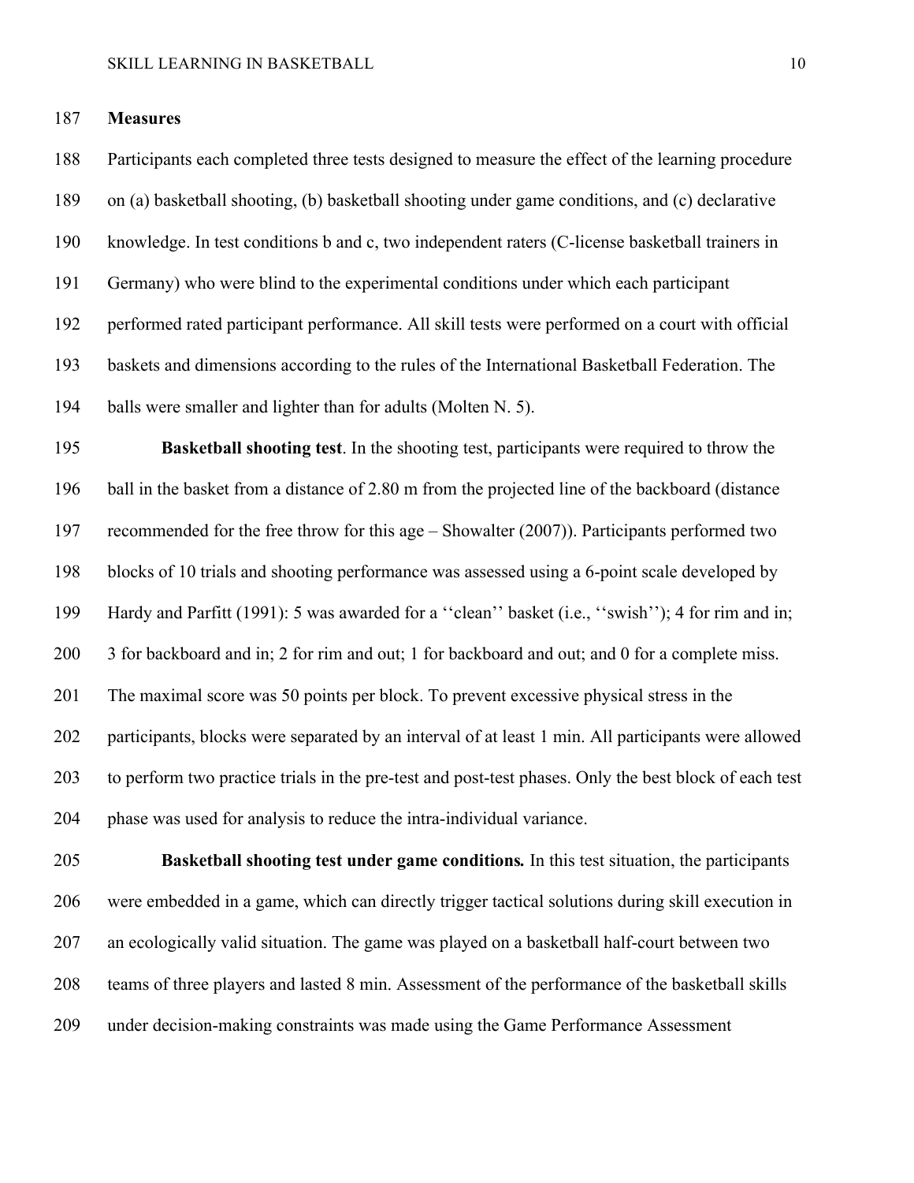**Measures**

Participants each completed three tests designed to measure the effect of the learning procedure on (a) basketball shooting, (b) basketball shooting under game conditions, and (c) declarative knowledge. In test conditions b and c, two independent raters (C-license basketball trainers in Germany) who were blind to the experimental conditions under which each participant performed rated participant performance. All skill tests were performed on a court with official baskets and dimensions according to the rules of the International Basketball Federation. The balls were smaller and lighter than for adults (Molten N. 5).

**Basketball shooting test**. In the shooting test, participants were required to throw the ball in the basket from a distance of 2.80 m from the projected line of the backboard (distance recommended for the free throw for this age – Showalter (2007)). Participants performed two blocks of 10 trials and shooting performance was assessed using a 6-point scale developed by Hardy and Parfitt (1991): 5 was awarded for a ''clean'' basket (i.e., ''swish''); 4 for rim and in; 3 for backboard and in; 2 for rim and out; 1 for backboard and out; and 0 for a complete miss. The maximal score was 50 points per block. To prevent excessive physical stress in the participants, blocks were separated by an interval of at least 1 min. All participants were allowed to perform two practice trials in the pre-test and post-test phases. Only the best block of each test phase was used for analysis to reduce the intra-individual variance.

**Basketball shooting test under game conditions.** In this test situation, the participants were embedded in a game, which can directly trigger tactical solutions during skill execution in an ecologically valid situation. The game was played on a basketball half-court between two teams of three players and lasted 8 min. Assessment of the performance of the basketball skills under decision-making constraints was made using the Game Performance Assessment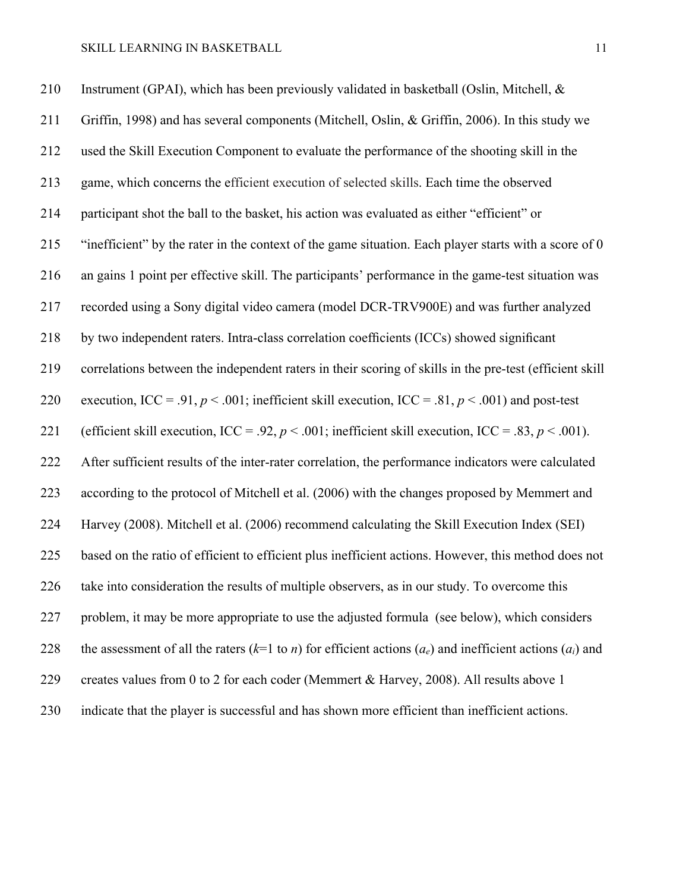Instrument (GPAI), which has been previously validated in basketball (Oslin, Mitchell, & Griffin, 1998) and has several components (Mitchell, Oslin, & Griffin, 2006). In this study we used the Skill Execution Component to evaluate the performance of the shooting skill in the game, which concerns the efficient execution of selected skills. Each time the observed participant shot the ball to the basket, his action was evaluated as either "efficient" or "inefficient" by the rater in the context of the game situation. Each player starts with a score of 0 an gains 1 point per effective skill. The participants' performance in the game-test situation was recorded using a Sony digital video camera (model DCR-TRV900E) and was further analyzed by two independent raters. Intra-class correlation coefficients (ICCs) showed significant correlations between the independent raters in their scoring of skills in the pre-test (efficient skill execution, ICC = .91, $p < .001$; inefficient skill execution, ICC = .81, $p < .001$) and post-test (efficient skill execution, ICC = .92, $p < .001$; inefficient skill execution, ICC = .83, $p < .001$). After sufficient results of the inter-rater correlation, the performance indicators were calculated according to the protocol of Mitchell et al. (2006) with the changes proposed by Memmert and Harvey (2008). Mitchell et al. (2006) recommend calculating the Skill Execution Index (SEI) based on the ratio of efficient to efficient plus inefficient actions. However, this method does not take into consideration the results of multiple observers, as in our study. To overcome this problem, it may be more appropriate to use the adjusted formula (see below), which considers the assessment of all the raters ($k$=1 to $n$) for efficient actions ($a_e$) and inefficient actions ($a_i$) and creates values from 0 to 2 for each coder (Memmert & Harvey, 2008). All results above 1 indicate that the player is successful and has shown more efficient than inefficient actions.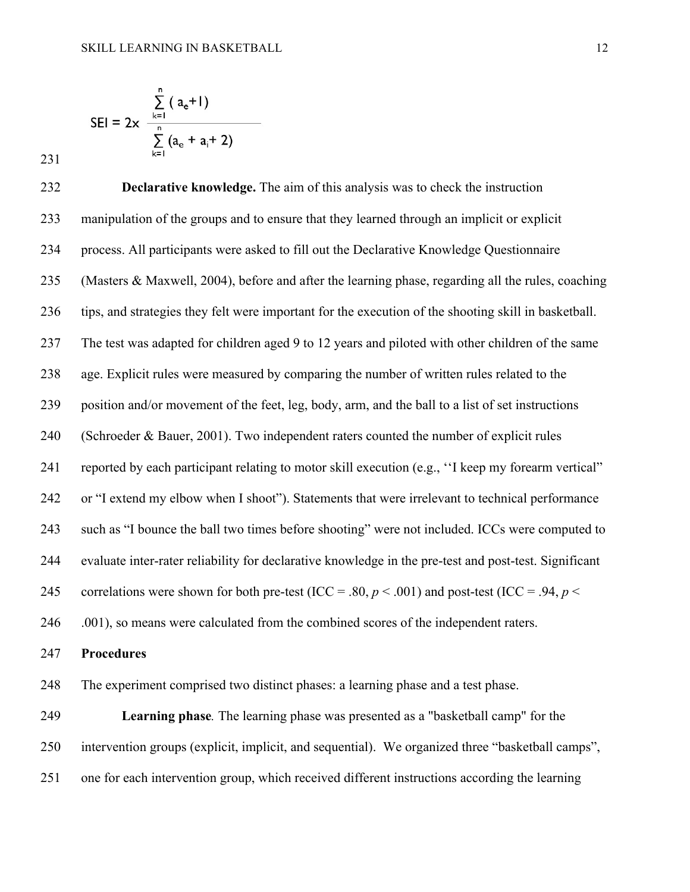$$SEI = 2x \frac{\sum_{k=1}^{n} (a_e + 1)}{\sum_{k=1}^{n} (a_e + a_i + 2)}$$

**Declarative knowledge.** The aim of this analysis was to check the instruction manipulation of the groups and to ensure that they learned through an implicit or explicit process. All participants were asked to fill out the Declarative Knowledge Questionnaire (Masters & Maxwell, 2004), before and after the learning phase, regarding all the rules, coaching tips, and strategies they felt were important for the execution of the shooting skill in basketball. The test was adapted for children aged 9 to 12 years and piloted with other children of the same age. Explicit rules were measured by comparing the number of written rules related to the position and/or movement of the feet, leg, body, arm, and the ball to a list of set instructions (Schroeder & Bauer, 2001). Two independent raters counted the number of explicit rules reported by each participant relating to motor skill execution (e.g., ''I keep my forearm vertical" or "I extend my elbow when I shoot"). Statements that were irrelevant to technical performance such as "I bounce the ball two times before shooting" were not included. ICCs were computed to evaluate inter-rater reliability for declarative knowledge in the pre-test and post-test. Significant correlations were shown for both pre-test (ICC = .80, $p < .001$) and post-test (ICC = .94, $p < .001$), so means were calculated from the combined scores of the independent raters.

## Procedures

The experiment comprised two distinct phases: a learning phase and a test phase.

**Learning phase***.* The learning phase was presented as a "basketball camp" for the intervention groups (explicit, implicit, and sequential). We organized three "basketball camps", one for each intervention group, which received different instructions according the learning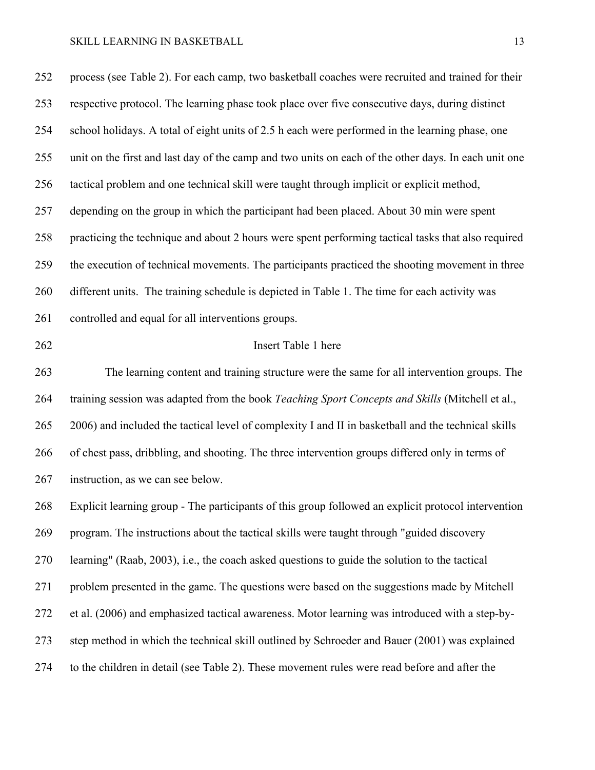process (see Table 2). For each camp, two basketball coaches were recruited and trained for their respective protocol. The learning phase took place over five consecutive days, during distinct school holidays. A total of eight units of 2.5 h each were performed in the learning phase, one unit on the first and last day of the camp and two units on each of the other days. In each unit one tactical problem and one technical skill were taught through implicit or explicit method, depending on the group in which the participant had been placed. About 30 min were spent practicing the technique and about 2 hours were spent performing tactical tasks that also required the execution of technical movements. The participants practiced the shooting movement in three different units. The training schedule is depicted in Table 1. The time for each activity was controlled and equal for all interventions groups.

Insert Table 1 here

The learning content and training structure were the same for all intervention groups. The training session was adapted from the book *Teaching Sport Concepts and Skills* (Mitchell et al., 2006) and included the tactical level of complexity I and II in basketball and the technical skills of chest pass, dribbling, and shooting. The three intervention groups differed only in terms of instruction, as we can see below.

Explicit learning group - The participants of this group followed an explicit protocol intervention program. The instructions about the tactical skills were taught through "guided discovery learning" (Raab, 2003), i.e., the coach asked questions to guide the solution to the tactical problem presented in the game. The questions were based on the suggestions made by Mitchell et al. (2006) and emphasized tactical awareness. Motor learning was introduced with a step-by-step method in which the technical skill outlined by Schroeder and Bauer (2001) was explained to the children in detail (see Table 2). These movement rules were read before and after the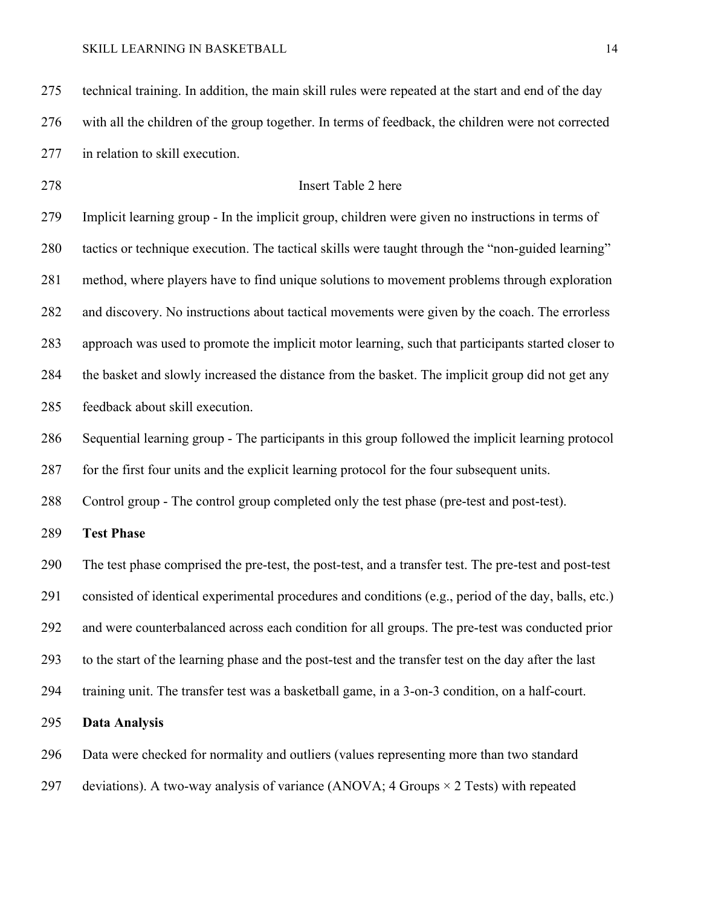technical training. In addition, the main skill rules were repeated at the start and end of the day with all the children of the group together. In terms of feedback, the children were not corrected in relation to skill execution.

Insert Table 2 here

Implicit learning group - In the implicit group, children were given no instructions in terms of tactics or technique execution. The tactical skills were taught through the "non-guided learning" method, where players have to find unique solutions to movement problems through exploration and discovery. No instructions about tactical movements were given by the coach. The errorless approach was used to promote the implicit motor learning, such that participants started closer to the basket and slowly increased the distance from the basket. The implicit group did not get any feedback about skill execution.

Sequential learning group - The participants in this group followed the implicit learning protocol for the first four units and the explicit learning protocol for the four subsequent units.

Control group - The control group completed only the test phase (pre-test and post-test).

**Test Phase**

The test phase comprised the pre-test, the post-test, and a transfer test. The pre-test and post-test consisted of identical experimental procedures and conditions (e.g., period of the day, balls, etc.) and were counterbalanced across each condition for all groups. The pre-test was conducted prior to the start of the learning phase and the post-test and the transfer test on the day after the last training unit. The transfer test was a basketball game, in a 3-on-3 condition, on a half-court.

**Data Analysis**

Data were checked for normality and outliers (values representing more than two standard deviations). A two-way analysis of variance (ANOVA; 4 Groups × 2 Tests) with repeated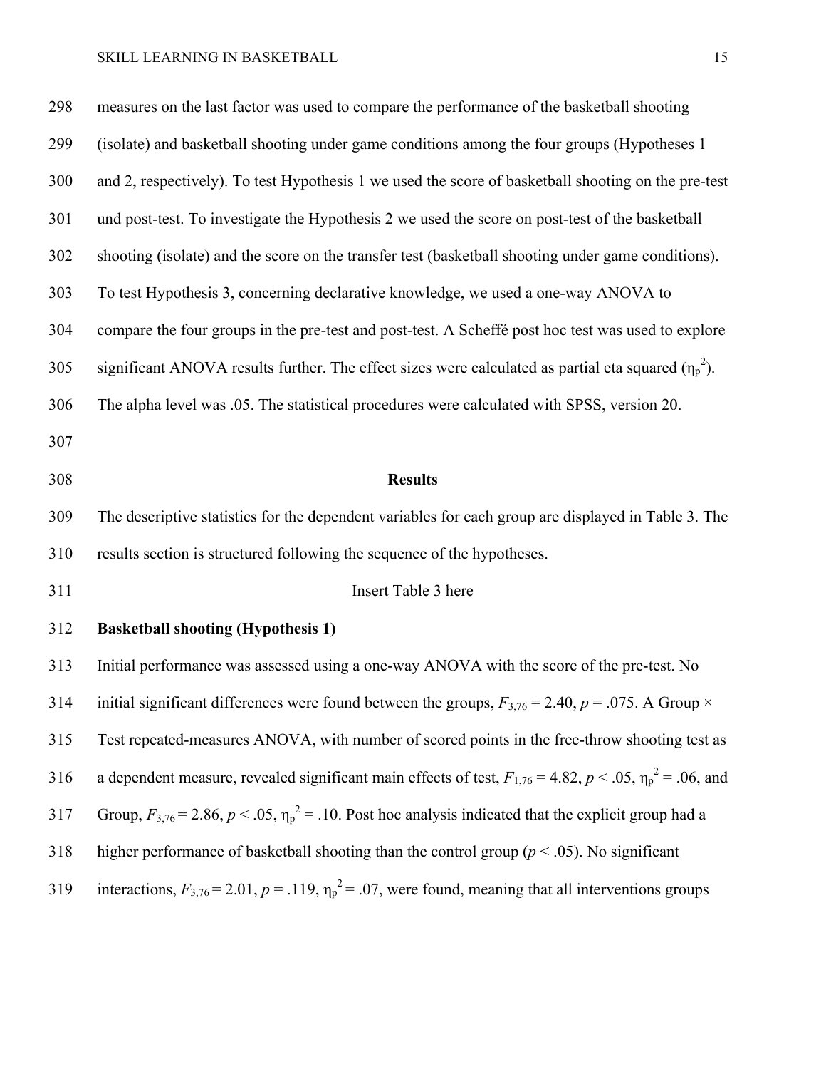measures on the last factor was used to compare the performance of the basketball shooting (isolate) and basketball shooting under game conditions among the four groups (Hypotheses 1 and 2, respectively). To test Hypothesis 1 we used the score of basketball shooting on the pre-test und post-test. To investigate the Hypothesis 2 we used the score on post-test of the basketball shooting (isolate) and the score on the transfer test (basketball shooting under game conditions). To test Hypothesis 3, concerning declarative knowledge, we used a one-way ANOVA to compare the four groups in the pre-test and post-test. A Scheffé post hoc test was used to explore significant ANOVA results further. The effect sizes were calculated as partial eta squared ($\eta_p^2$). The alpha level was .05. The statistical procedures were calculated with SPSS, version 20.

## Results

The descriptive statistics for the dependent variables for each group are displayed in Table 3. The results section is structured following the sequence of the hypotheses.

Insert Table 3 here

**Basketball shooting (Hypothesis 1)**

Initial performance was assessed using a one-way ANOVA with the score of the pre-test. No initial significant differences were found between the groups, $F_{3,76} = 2.40$, $p = .075$. A Group × Test repeated-measures ANOVA, with number of scored points in the free-throw shooting test as a dependent measure, revealed significant main effects of test, $F_{1,76} = 4.82$, $p < .05$, $\eta_p^2 = .06$, and Group, $F_{3,76} = 2.86$, $p < .05$, $\eta_p^2 = .10$. Post hoc analysis indicated that the explicit group had a higher performance of basketball shooting than the control group ($p < .05$). No significant interactions, $F_{3,76} = 2.01$, $p = .119$, $\eta_p^2 = .07$, were found, meaning that all interventions groups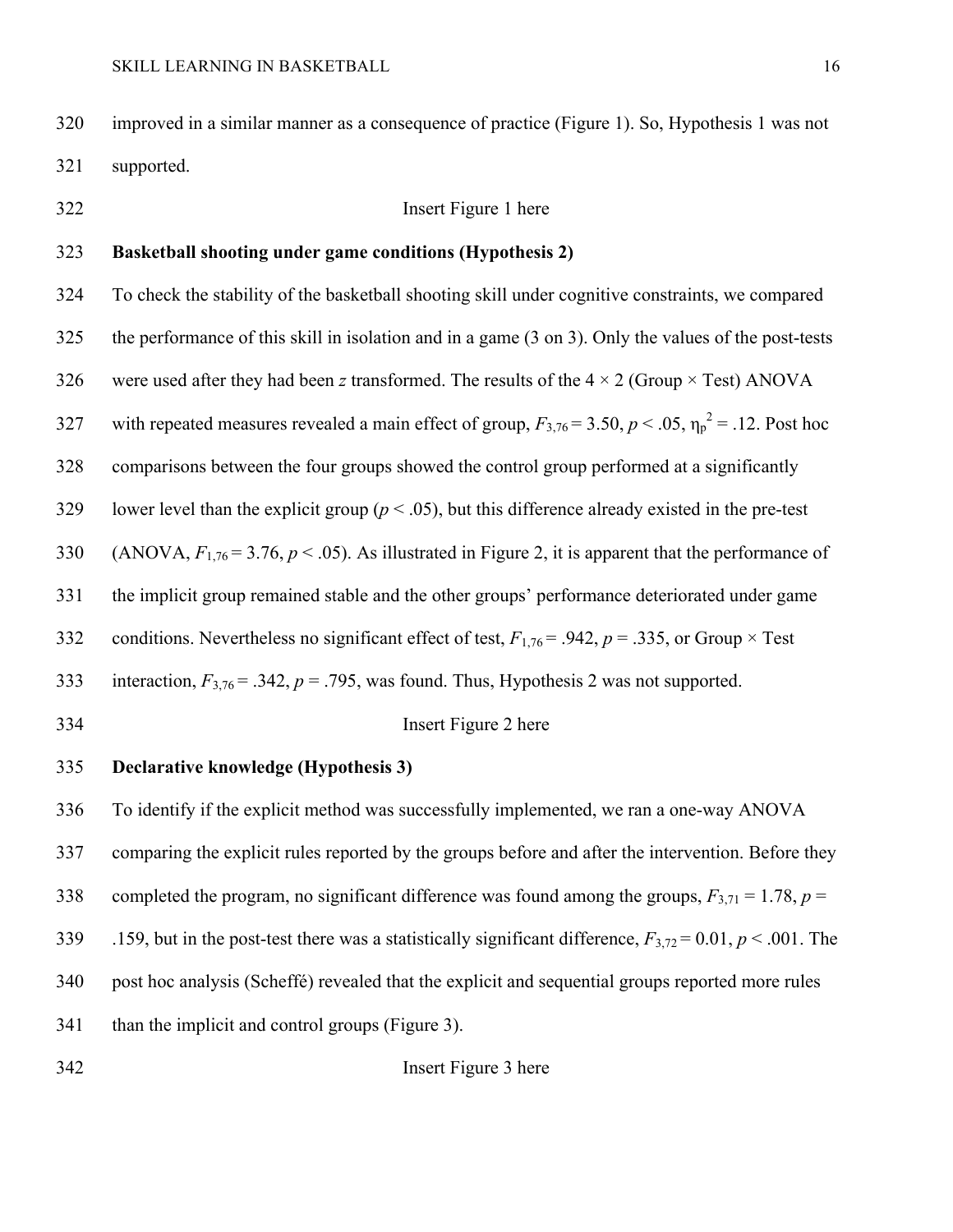improved in a similar manner as a consequence of practice (Figure 1). So, Hypothesis 1 was not supported.

Insert Figure 1 here

**Basketball shooting under game conditions (Hypothesis 2)**

To check the stability of the basketball shooting skill under cognitive constraints, we compared the performance of this skill in isolation and in a game (3 on 3). Only the values of the post-tests were used after they had been *z* transformed. The results of the 4 × 2 (Group × Test) ANOVA with repeated measures revealed a main effect of group, $F_{3,76} = 3.50$, $p < .05$, $\eta_p^2 = .12$. Post hoc comparisons between the four groups showed the control group performed at a significantly lower level than the explicit group ($p < .05$), but this difference already existed in the pre-test (ANOVA, $F_{1,76} = 3.76$, $p < .05$). As illustrated in Figure 2, it is apparent that the performance of the implicit group remained stable and the other groups' performance deteriorated under game conditions. Nevertheless no significant effect of test, $F_{1,76} = .942$, $p = .335$, or Group × Test interaction, $F_{3,76} = .342$, $p = .795$, was found. Thus, Hypothesis 2 was not supported.

Insert Figure 2 here

**Declarative knowledge (Hypothesis 3)**

To identify if the explicit method was successfully implemented, we ran a one-way ANOVA comparing the explicit rules reported by the groups before and after the intervention. Before they completed the program, no significant difference was found among the groups, $F_{3,71} = 1.78$, $p = .159$, but in the post-test there was a statistically significant difference, $F_{3,72} = 0.01$, $p < .001$. The post hoc analysis (Scheffé) revealed that the explicit and sequential groups reported more rules than the implicit and control groups (Figure 3).

Insert Figure 3 here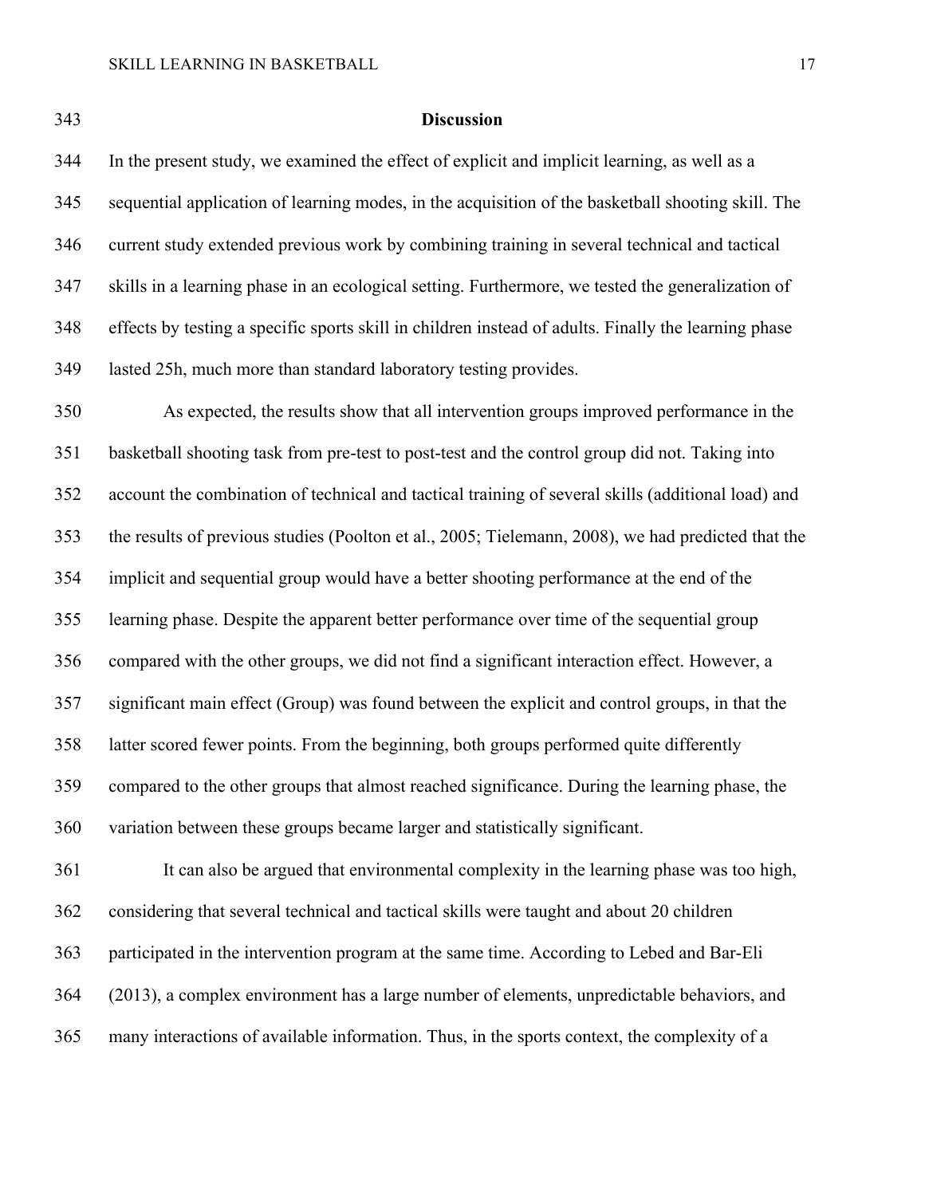## Discussion

In the present study, we examined the effect of explicit and implicit learning, as well as a sequential application of learning modes, in the acquisition of the basketball shooting skill. The current study extended previous work by combining training in several technical and tactical skills in a learning phase in an ecological setting. Furthermore, we tested the generalization of effects by testing a specific sports skill in children instead of adults. Finally the learning phase lasted 25h, much more than standard laboratory testing provides.

As expected, the results show that all intervention groups improved performance in the basketball shooting task from pre-test to post-test and the control group did not. Taking into account the combination of technical and tactical training of several skills (additional load) and the results of previous studies (Poolton et al., 2005; Tielemann, 2008), we had predicted that the implicit and sequential group would have a better shooting performance at the end of the learning phase. Despite the apparent better performance over time of the sequential group compared with the other groups, we did not find a significant interaction effect. However, a significant main effect (Group) was found between the explicit and control groups, in that the latter scored fewer points. From the beginning, both groups performed quite differently compared to the other groups that almost reached significance. During the learning phase, the variation between these groups became larger and statistically significant.

It can also be argued that environmental complexity in the learning phase was too high, considering that several technical and tactical skills were taught and about 20 children participated in the intervention program at the same time. According to Lebed and Bar-Eli (2013), a complex environment has a large number of elements, unpredictable behaviors, and many interactions of available information. Thus, in the sports context, the complexity of a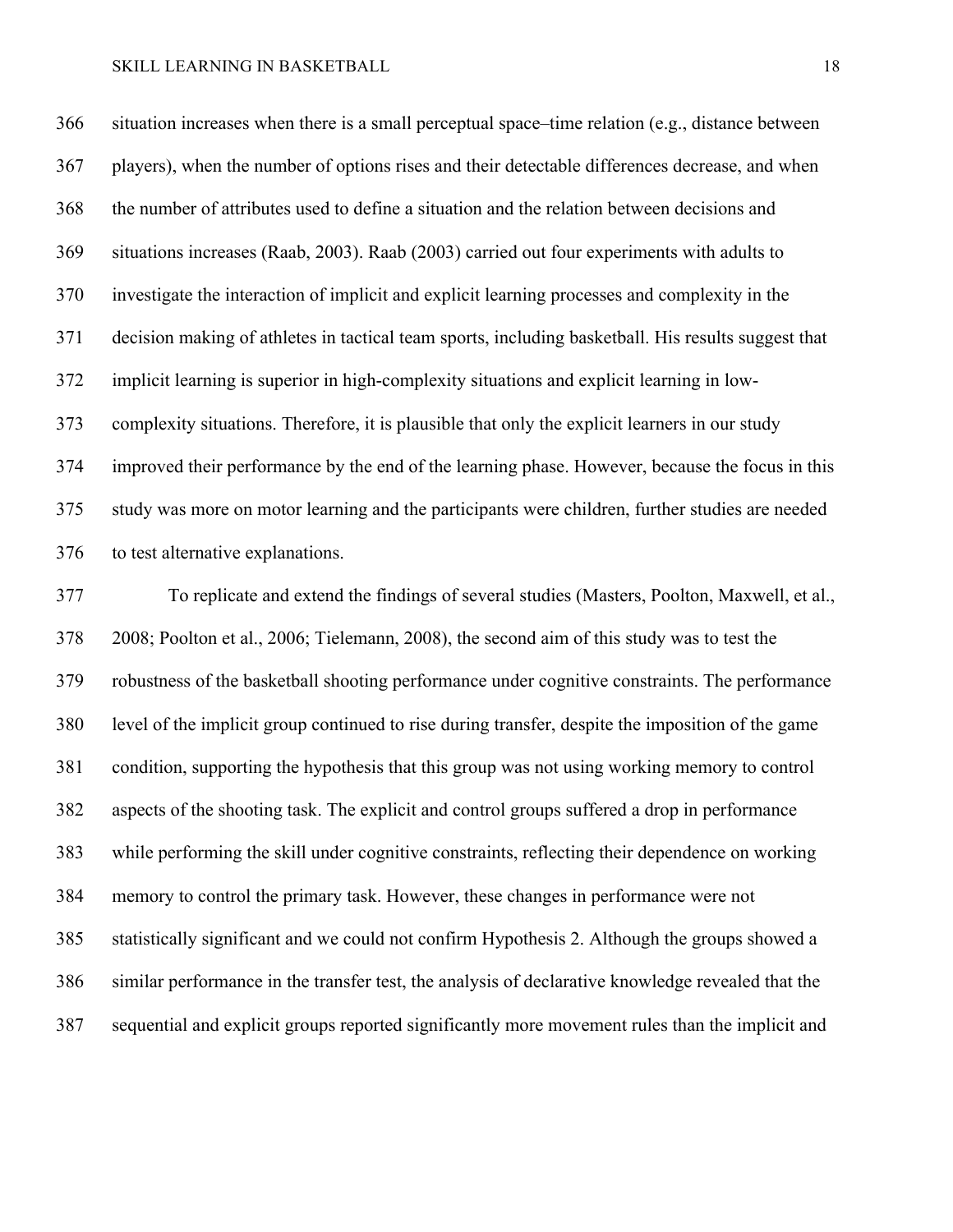situation increases when there is a small perceptual space–time relation (e.g., distance between players), when the number of options rises and their detectable differences decrease, and when the number of attributes used to define a situation and the relation between decisions and situations increases (Raab, 2003). Raab (2003) carried out four experiments with adults to investigate the interaction of implicit and explicit learning processes and complexity in the decision making of athletes in tactical team sports, including basketball. His results suggest that implicit learning is superior in high-complexity situations and explicit learning in low-complexity situations. Therefore, it is plausible that only the explicit learners in our study improved their performance by the end of the learning phase. However, because the focus in this study was more on motor learning and the participants were children, further studies are needed to test alternative explanations.

To replicate and extend the findings of several studies (Masters, Poolton, Maxwell, et al., 2008; Poolton et al., 2006; Tielemann, 2008), the second aim of this study was to test the robustness of the basketball shooting performance under cognitive constraints. The performance level of the implicit group continued to rise during transfer, despite the imposition of the game condition, supporting the hypothesis that this group was not using working memory to control aspects of the shooting task. The explicit and control groups suffered a drop in performance while performing the skill under cognitive constraints, reflecting their dependence on working memory to control the primary task. However, these changes in performance were not statistically significant and we could not confirm Hypothesis 2. Although the groups showed a similar performance in the transfer test, the analysis of declarative knowledge revealed that the sequential and explicit groups reported significantly more movement rules than the implicit and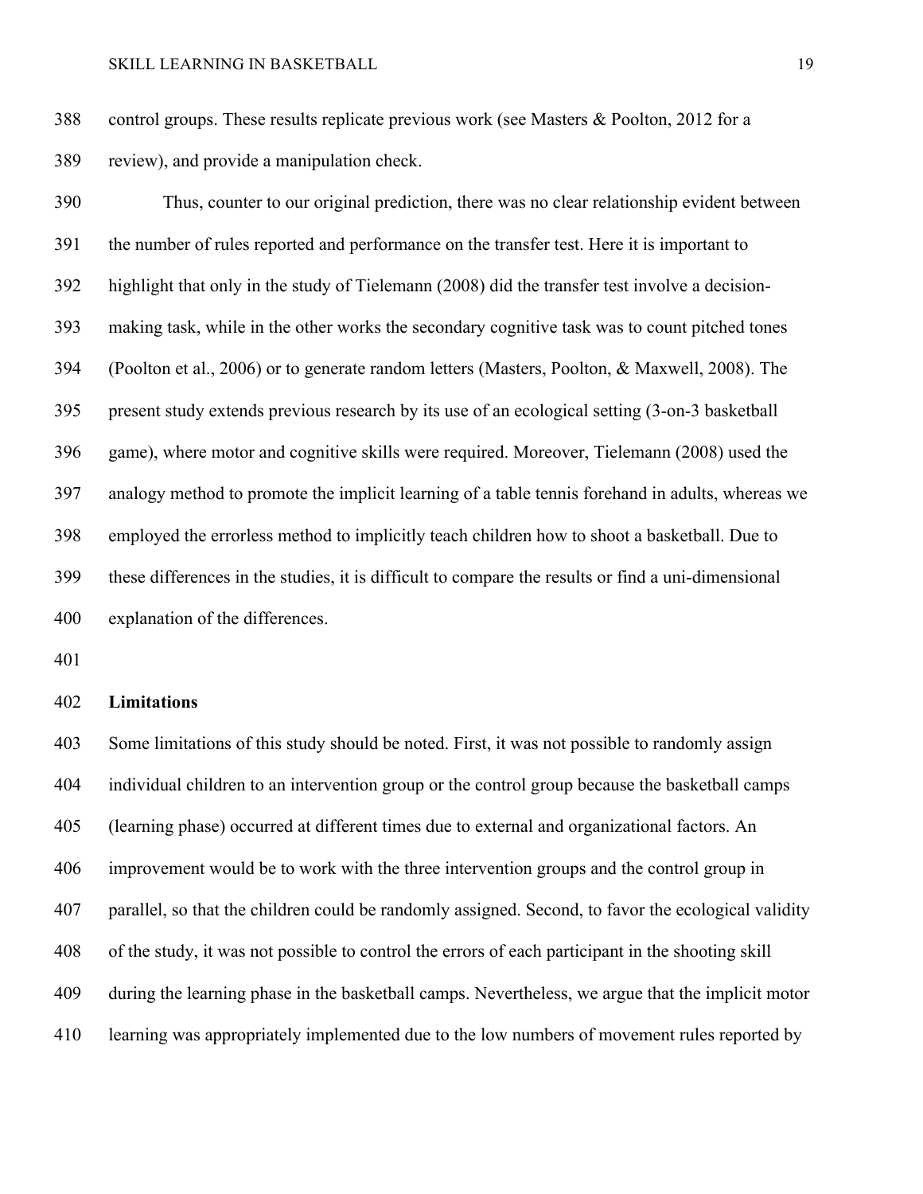control groups. These results replicate previous work (see Masters & Poolton, 2012 for a review), and provide a manipulation check.

Thus, counter to our original prediction, there was no clear relationship evident between the number of rules reported and performance on the transfer test. Here it is important to highlight that only in the study of Tielemann (2008) did the transfer test involve a decision-making task, while in the other works the secondary cognitive task was to count pitched tones (Poolton et al., 2006) or to generate random letters (Masters, Poolton, & Maxwell, 2008). The present study extends previous research by its use of an ecological setting (3-on-3 basketball game), where motor and cognitive skills were required. Moreover, Tielemann (2008) used the analogy method to promote the implicit learning of a table tennis forehand in adults, whereas we employed the errorless method to implicitly teach children how to shoot a basketball. Due to these differences in the studies, it is difficult to compare the results or find a uni-dimensional explanation of the differences.

**Limitations**

Some limitations of this study should be noted. First, it was not possible to randomly assign individual children to an intervention group or the control group because the basketball camps (learning phase) occurred at different times due to external and organizational factors. An improvement would be to work with the three intervention groups and the control group in parallel, so that the children could be randomly assigned. Second, to favor the ecological validity of the study, it was not possible to control the errors of each participant in the shooting skill during the learning phase in the basketball camps. Nevertheless, we argue that the implicit motor learning was appropriately implemented due to the low numbers of movement rules reported by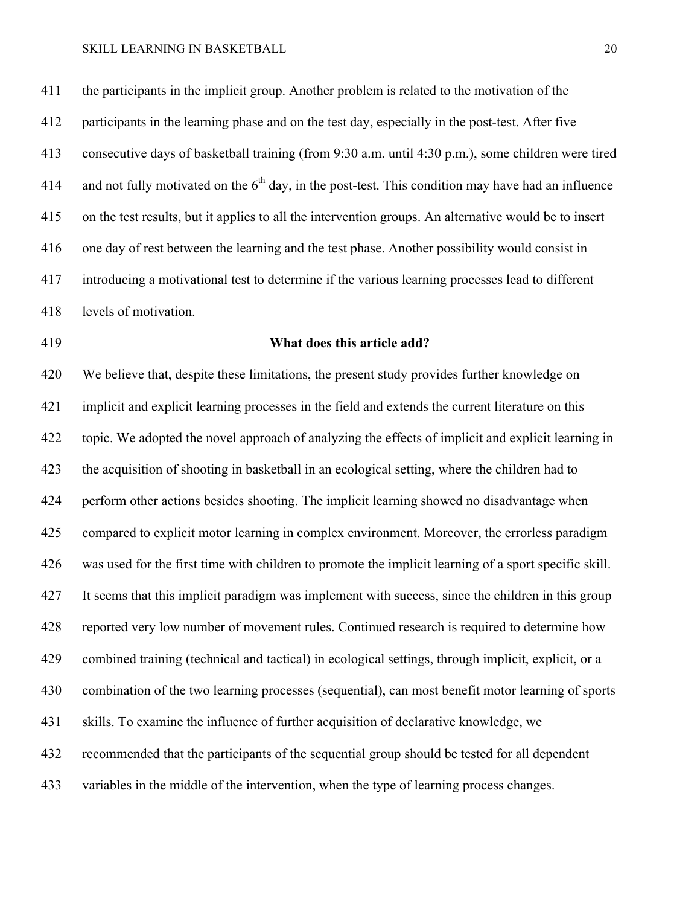the participants in the implicit group. Another problem is related to the motivation of the participants in the learning phase and on the test day, especially in the post-test. After five consecutive days of basketball training (from 9:30 a.m. until 4:30 p.m.), some children were tired and not fully motivated on the 6th day, in the post-test. This condition may have had an influence on the test results, but it applies to all the intervention groups. An alternative would be to insert one day of rest between the learning and the test phase. Another possibility would consist in introducing a motivational test to determine if the various learning processes lead to different levels of motivation.

## What does this article add?

We believe that, despite these limitations, the present study provides further knowledge on implicit and explicit learning processes in the field and extends the current literature on this topic. We adopted the novel approach of analyzing the effects of implicit and explicit learning in the acquisition of shooting in basketball in an ecological setting, where the children had to perform other actions besides shooting. The implicit learning showed no disadvantage when compared to explicit motor learning in complex environment. Moreover, the errorless paradigm was used for the first time with children to promote the implicit learning of a sport specific skill. It seems that this implicit paradigm was implement with success, since the children in this group reported very low number of movement rules. Continued research is required to determine how combined training (technical and tactical) in ecological settings, through implicit, explicit, or a combination of the two learning processes (sequential), can most benefit motor learning of sports skills. To examine the influence of further acquisition of declarative knowledge, we recommended that the participants of the sequential group should be tested for all dependent variables in the middle of the intervention, when the type of learning process changes.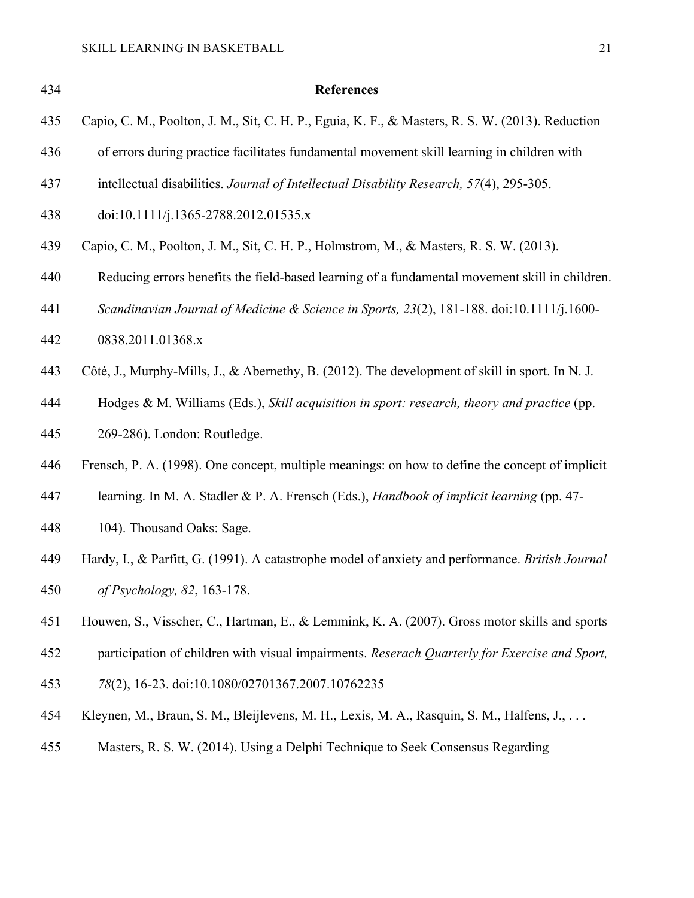# References

Capio, C. M., Poolton, J. M., Sit, C. H. P., Eguia, K. F., & Masters, R. S. W. (2013). Reduction of errors during practice facilitates fundamental movement skill learning in children with intellectual disabilities. *Journal of Intellectual Disability Research, 57*(4), 295-305. doi:10.1111/j.1365-2788.2012.01535.x

Capio, C. M., Poolton, J. M., Sit, C. H. P., Holmstrom, M., & Masters, R. S. W. (2013). Reducing errors benefits the field-based learning of a fundamental movement skill in children. *Scandinavian Journal of Medicine & Science in Sports, 23*(2), 181-188. doi:10.1111/j.1600-0838.2011.01368.x

Côté, J., Murphy-Mills, J., & Abernethy, B. (2012). The development of skill in sport. In N. J. Hodges & M. Williams (Eds.), *Skill acquisition in sport: research, theory and practice* (pp. 269-286). London: Routledge.

Frensch, P. A. (1998). One concept, multiple meanings: on how to define the concept of implicit learning. In M. A. Stadler & P. A. Frensch (Eds.), *Handbook of implicit learning* (pp. 47-104). Thousand Oaks: Sage.

Hardy, I., & Parfitt, G. (1991). A catastrophe model of anxiety and performance. *British Journal of Psychology, 82*, 163-178.

Houwen, S., Visscher, C., Hartman, E., & Lemmink, K. A. (2007). Gross motor skills and sports participation of children with visual impairments. *Reserach Quarterly for Exercise and Sport, 78*(2), 16-23. doi:10.1080/02701367.2007.10762235

Kleynen, M., Braun, S. M., Bleijlevens, M. H., Lexis, M. A., Rasquin, S. M., Halfens, J., . . . Masters, R. S. W. (2014). Using a Delphi Technique to Seek Consensus Regarding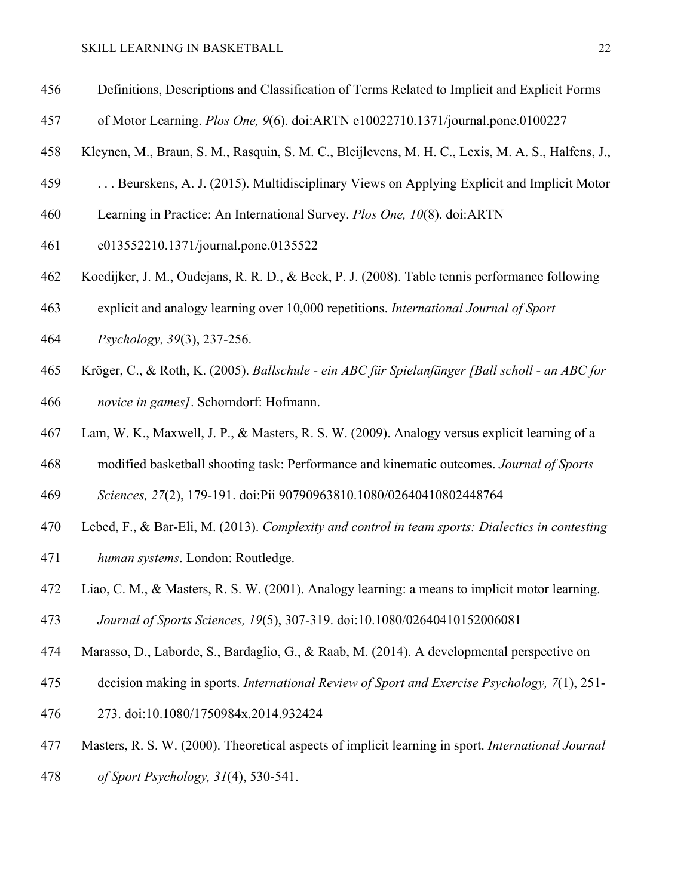Definitions, Descriptions and Classification of Terms Related to Implicit and Explicit Forms of Motor Learning. *Plos One, 9*(6). doi:ARTN e10022710.1371/journal.pone.0100227

Kleynen, M., Braun, S. M., Rasquin, S. M. C., Bleijlevens, M. H. C., Lexis, M. A. S., Halfens, J., . . . Beurskens, A. J. (2015). Multidisciplinary Views on Applying Explicit and Implicit Motor Learning in Practice: An International Survey. *Plos One, 10*(8). doi:ARTN e013552210.1371/journal.pone.0135522

Koedijker, J. M., Oudejans, R. R. D., & Beek, P. J. (2008). Table tennis performance following explicit and analogy learning over 10,000 repetitions. *International Journal of Sport Psychology, 39*(3), 237-256.

Kröger, C., & Roth, K. (2005). *Ballschule - ein ABC für Spielanfänger [Ball scholl - an ABC for novice in games]*. Schorndorf: Hofmann.

Lam, W. K., Maxwell, J. P., & Masters, R. S. W. (2009). Analogy versus explicit learning of a modified basketball shooting task: Performance and kinematic outcomes. *Journal of Sports Sciences, 27*(2), 179-191. doi:Pii 90790963810.1080/02640410802448764

Lebed, F., & Bar-Eli, M. (2013). *Complexity and control in team sports: Dialectics in contesting human systems*. London: Routledge.

Liao, C. M., & Masters, R. S. W. (2001). Analogy learning: a means to implicit motor learning. *Journal of Sports Sciences, 19*(5), 307-319. doi:10.1080/02640410152006081

Marasso, D., Laborde, S., Bardaglio, G., & Raab, M. (2014). A developmental perspective on decision making in sports. *International Review of Sport and Exercise Psychology, 7*(1), 251-273. doi:10.1080/1750984x.2014.932424

Masters, R. S. W. (2000). Theoretical aspects of implicit learning in sport. *International Journal of Sport Psychology, 31*(4), 530-541.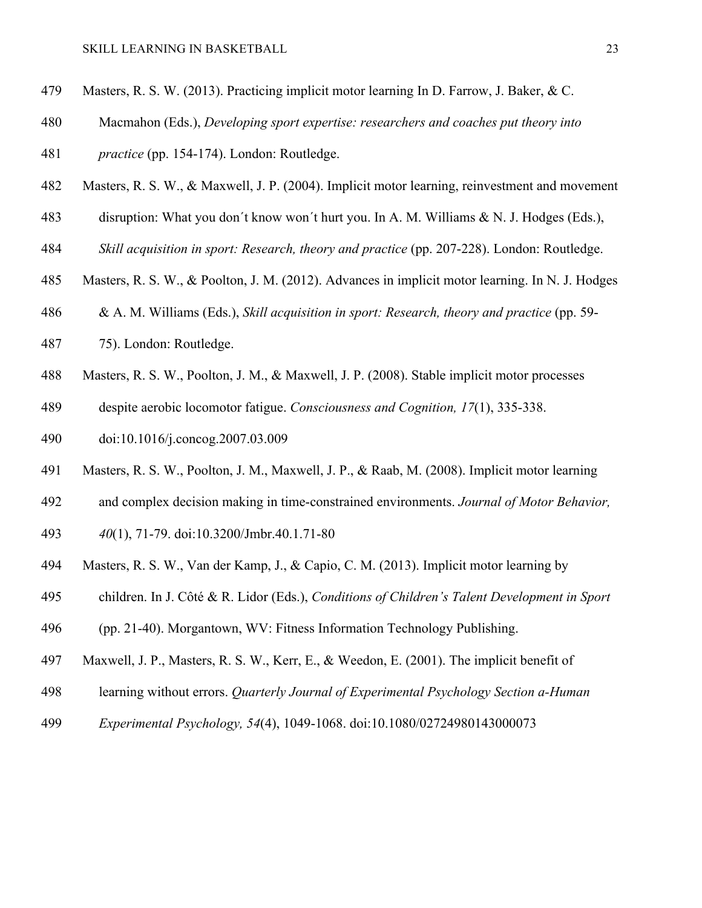Masters, R. S. W. (2013). Practicing implicit motor learning In D. Farrow, J. Baker, & C. Macmahon (Eds.), *Developing sport expertise: researchers and coaches put theory into practice* (pp. 154-174). London: Routledge.

Masters, R. S. W., & Maxwell, J. P. (2004). Implicit motor learning, reinvestment and movement disruption: What you don´t know won´t hurt you. In A. M. Williams & N. J. Hodges (Eds.), *Skill acquisition in sport: Research, theory and practice* (pp. 207-228). London: Routledge.

Masters, R. S. W., & Poolton, J. M. (2012). Advances in implicit motor learning. In N. J. Hodges & A. M. Williams (Eds.), *Skill acquisition in sport: Research, theory and practice* (pp. 59-75). London: Routledge.

Masters, R. S. W., Poolton, J. M., & Maxwell, J. P. (2008). Stable implicit motor processes despite aerobic locomotor fatigue. *Consciousness and Cognition, 17*(1), 335-338. doi:10.1016/j.concog.2007.03.009

Masters, R. S. W., Poolton, J. M., Maxwell, J. P., & Raab, M. (2008). Implicit motor learning and complex decision making in time-constrained environments. *Journal of Motor Behavior, 40*(1), 71-79. doi:10.3200/Jmbr.40.1.71-80

Masters, R. S. W., Van der Kamp, J., & Capio, C. M. (2013). Implicit motor learning by children. In J. Côté & R. Lidor (Eds.), *Conditions of Children's Talent Development in Sport* (pp. 21-40). Morgantown, WV: Fitness Information Technology Publishing.

Maxwell, J. P., Masters, R. S. W., Kerr, E., & Weedon, E. (2001). The implicit benefit of learning without errors. *Quarterly Journal of Experimental Psychology Section a-Human Experimental Psychology, 54*(4), 1049-1068. doi:10.1080/02724980143000073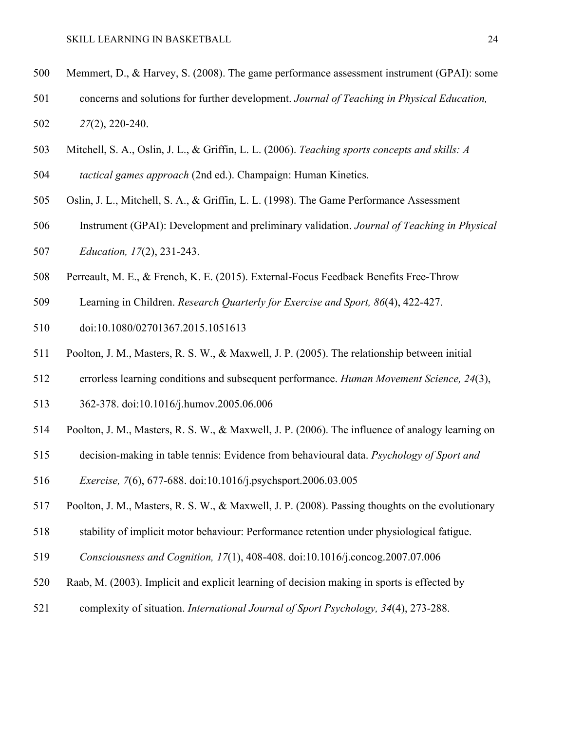Memmert, D., & Harvey, S. (2008). The game performance assessment instrument (GPAI): some concerns and solutions for further development. *Journal of Teaching in Physical Education, 27*(2), 220-240.

Mitchell, S. A., Oslin, J. L., & Griffin, L. L. (2006). *Teaching sports concepts and skills: A tactical games approach* (2nd ed.). Champaign: Human Kinetics.

Oslin, J. L., Mitchell, S. A., & Griffin, L. L. (1998). The Game Performance Assessment Instrument (GPAI): Development and preliminary validation. *Journal of Teaching in Physical Education, 17*(2), 231-243.

Perreault, M. E., & French, K. E. (2015). External-Focus Feedback Benefits Free-Throw Learning in Children. *Research Quarterly for Exercise and Sport, 86*(4), 422-427. doi:10.1080/02701367.2015.1051613

Poolton, J. M., Masters, R. S. W., & Maxwell, J. P. (2005). The relationship between initial errorless learning conditions and subsequent performance. *Human Movement Science, 24*(3), 362-378. doi:10.1016/j.humov.2005.06.006

Poolton, J. M., Masters, R. S. W., & Maxwell, J. P. (2006). The influence of analogy learning on decision-making in table tennis: Evidence from behavioural data. *Psychology of Sport and Exercise, 7*(6), 677-688. doi:10.1016/j.psychsport.2006.03.005

Poolton, J. M., Masters, R. S. W., & Maxwell, J. P. (2008). Passing thoughts on the evolutionary stability of implicit motor behaviour: Performance retention under physiological fatigue. *Consciousness and Cognition, 17*(1), 408-408. doi:10.1016/j.concog.2007.07.006

Raab, M. (2003). Implicit and explicit learning of decision making in sports is effected by complexity of situation. *International Journal of Sport Psychology, 34*(4), 273-288.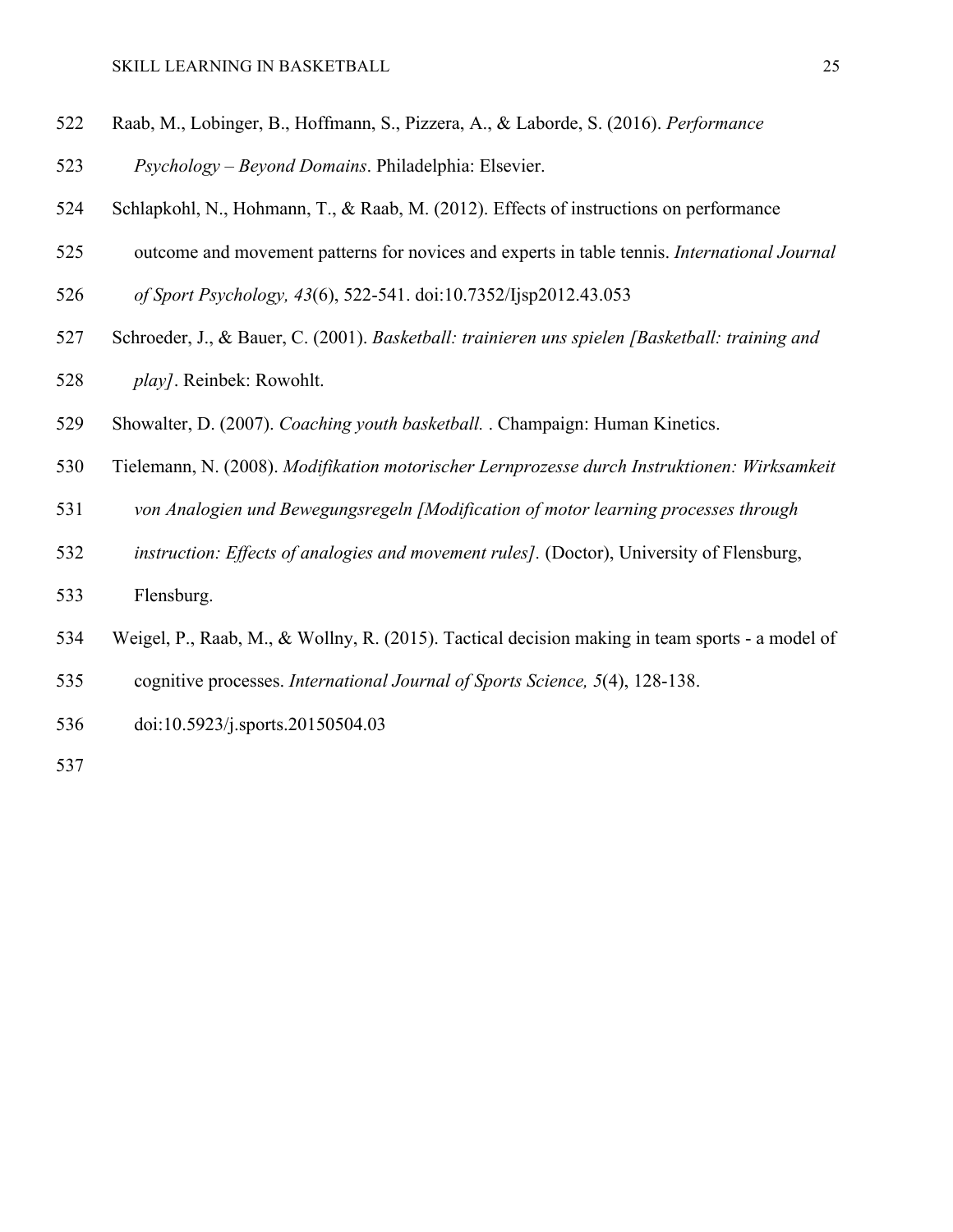Raab, M., Lobinger, B., Hoffmann, S., Pizzera, A., & Laborde, S. (2016). *Performance Psychology – Beyond Domains*. Philadelphia: Elsevier.

Schlapkohl, N., Hohmann, T., & Raab, M. (2012). Effects of instructions on performance outcome and movement patterns for novices and experts in table tennis. *International Journal of Sport Psychology, 43*(6), 522-541. doi:10.7352/Ijsp2012.43.053

Schroeder, J., & Bauer, C. (2001). *Basketball: trainieren uns spielen [Basketball: training and play]*. Reinbek: Rowohlt.

Showalter, D. (2007). *Coaching youth basketball.* . Champaign: Human Kinetics.

Tielemann, N. (2008). *Modifikation motorischer Lernprozesse durch Instruktionen: Wirksamkeit von Analogien und Bewegungsregeln [Modification of motor learning processes through instruction: Effects of analogies and movement rules].* (Doctor), University of Flensburg, Flensburg.

Weigel, P., Raab, M., & Wollny, R. (2015). Tactical decision making in team sports - a model of cognitive processes. *International Journal of Sports Science, 5*(4), 128-138. doi:10.5923/j.sports.20150504.03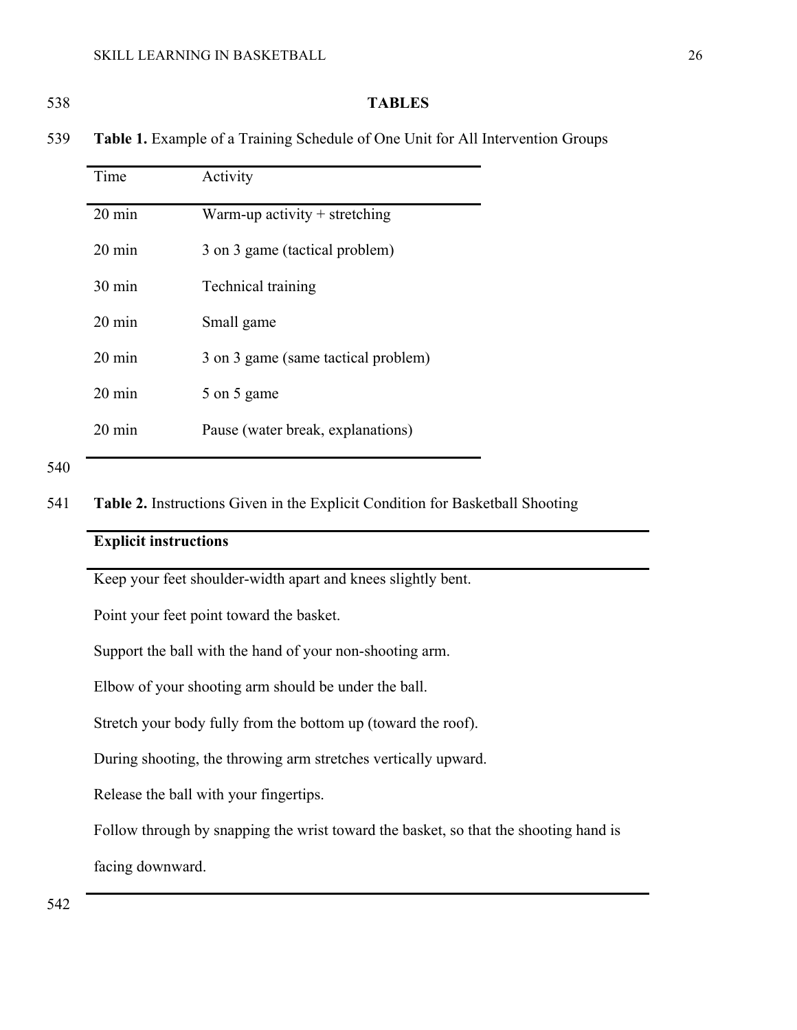# TABLES

**Table 1.** Example of a Training Schedule of One Unit for All Intervention Groups

| Time | Activity |
|---|---|
| 20 min | Warm-up activity + stretching |
| 20 min | 3 on 3 game (tactical problem) |
| 30 min | Technical training |
| 20 min | Small game |
| 20 min | 3 on 3 game (same tactical problem) |
| 20 min | 5 on 5 game |
| 20 min | Pause (water break, explanations) |

**Table 2.** Instructions Given in the Explicit Condition for Basketball Shooting

| **Explicit instructions** |
|---|
| Keep your feet shoulder-width apart and knees slightly bent. |
| Point your feet point toward the basket. |
| Support the ball with the hand of your non-shooting arm. |
| Elbow of your shooting arm should be under the ball. |
| Stretch your body fully from the bottom up (toward the roof). |
| During shooting, the throwing arm stretches vertically upward. |
| Release the ball with your fingertips. |
| Follow through by snapping the wrist toward the basket, so that the shooting hand is facing downward. |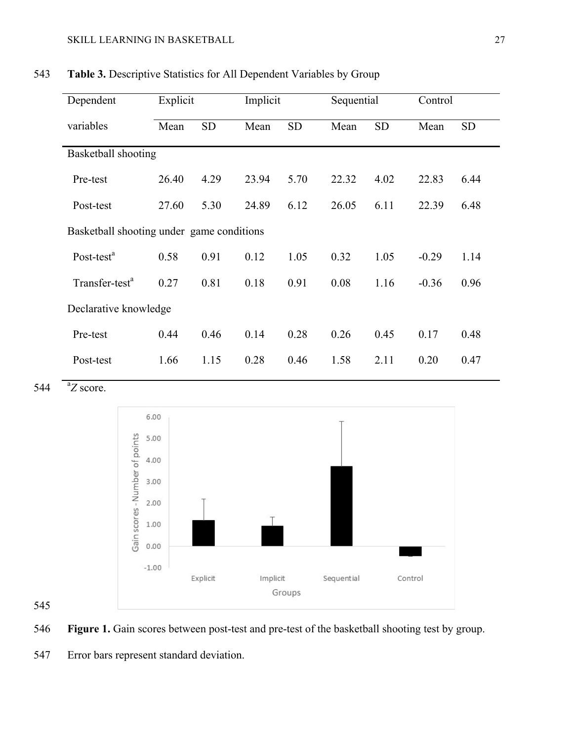**Table 3.** Descriptive Statistics for All Dependent Variables by Group

| Dependent variables | Explicit | | Implicit | | Sequential | | Control | |
|---|---|---|---|---|---|---|---|---|
| | Mean | SD | Mean | SD | Mean | SD | Mean | SD |
| Basketball shooting | | | | | | | | |
| Pre-test | 26.40 | 4.29 | 23.94 | 5.70 | 22.32 | 4.02 | 22.83 | 6.44 |
| Post-test | 27.60 | 5.30 | 24.89 | 6.12 | 26.05 | 6.11 | 22.39 | 6.48 |
| Basketball shooting under game conditions | | | | | | | | |
| Post-test[a] | 0.58 | 0.91 | 0.12 | 1.05 | 0.32 | 1.05 | -0.29 | 1.14 |
| Transfer-test[a] | 0.27 | 0.81 | 0.18 | 0.91 | 0.08 | 1.16 | -0.36 | 0.96 |
| Declarative knowledge | | | | | | | | |
| Pre-test | 0.44 | 0.46 | 0.14 | 0.28 | 0.26 | 0.45 | 0.17 | 0.48 |
| Post-test | 1.66 | 1.15 | 0.28 | 0.46 | 1.58 | 2.11 | 0.20 | 0.47 |

[a] *Z* score.

**Figure 1.** Gain scores between post-test and pre-test of the basketball shooting test by group. Error bars represent standard deviation.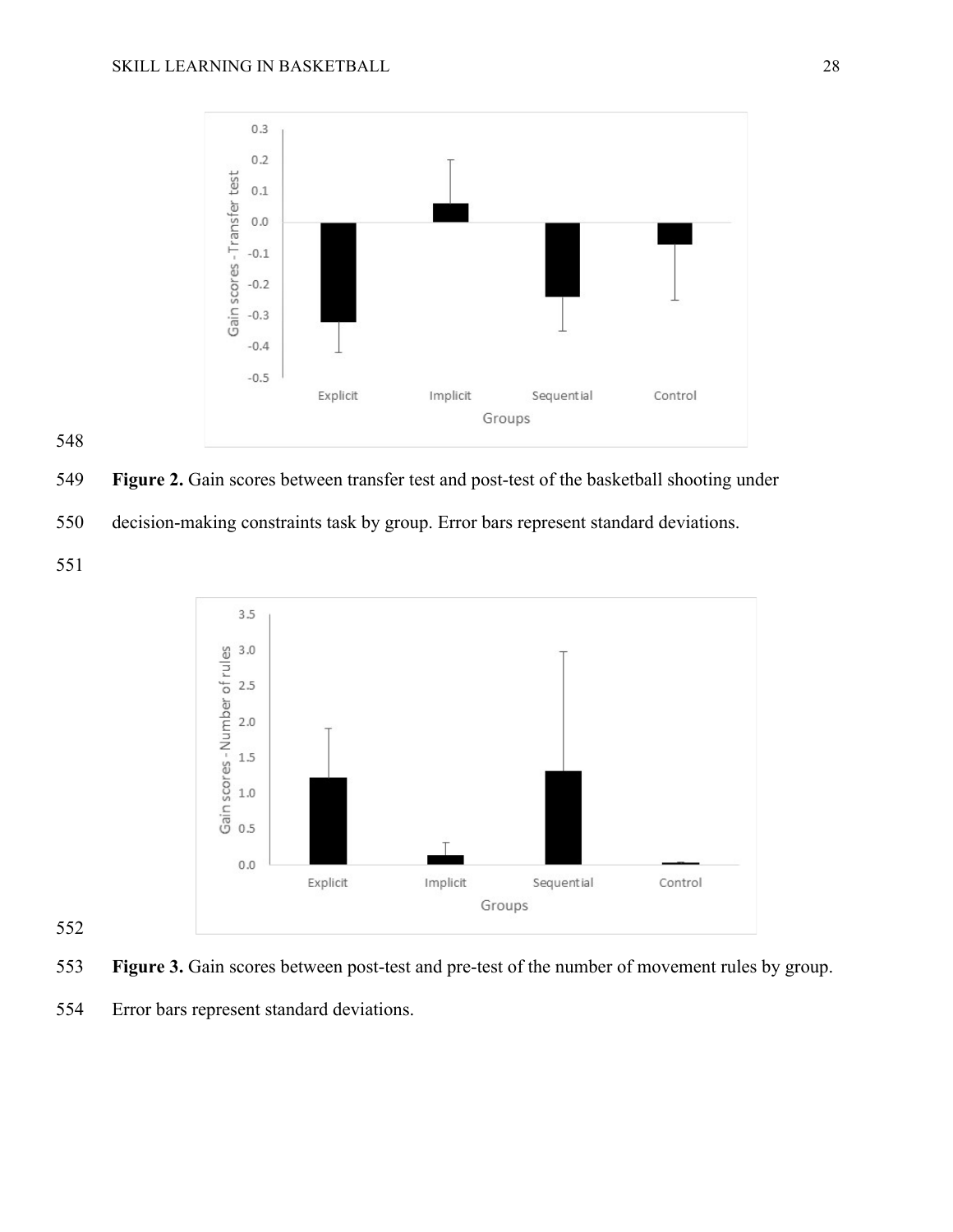0.3
0.2
0.1
0.0
-0.1
-0.2
-0.3
-0.4
-0.5

Gain scores - Transfer test

Explicit
Implicit
Sequential
Control

Groups

**Figure 2.** Gain scores between transfer test and post-test of the basketball shooting under decision-making constraints task by group. Error bars represent standard deviations.

3.5
3.0
2.5
2.0
1.5
1.0
0.5
0.0

Gain scores - Number of rules

Explicit
Implicit
Sequential
Control

Groups

**Figure 3.** Gain scores between post-test and pre-test of the number of movement rules by group. Error bars represent standard deviations.